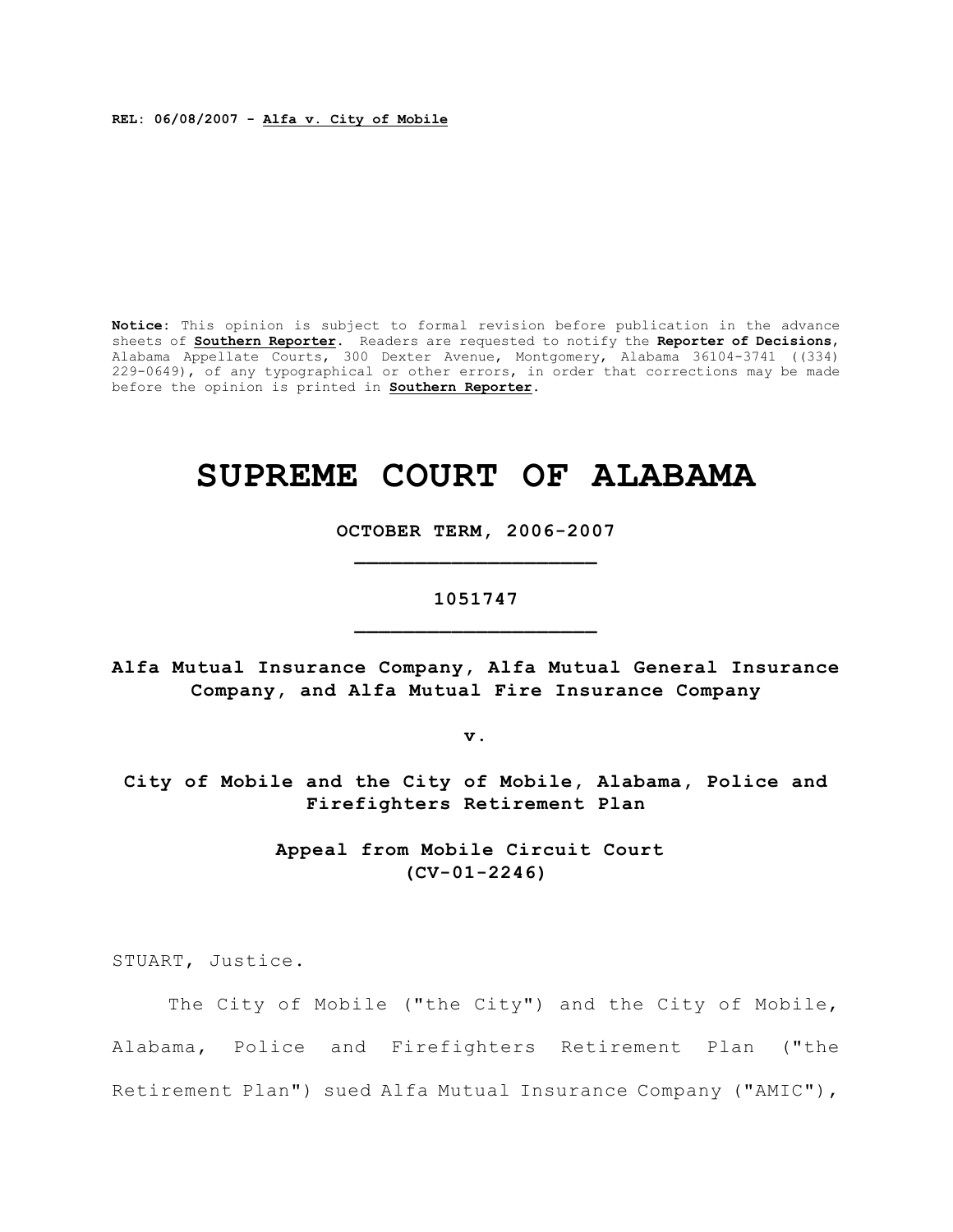**REL: 06/08/2007 - Alfa v. City of Mobile**

**Notice:** This opinion is subject to formal revision before publication in the advance sheets of **Southern Reporter**. Readers are requested to notify the **Reporter of Decisions**, Alabama Appellate Courts, 300 Dexter Avenue, Montgomery, Alabama 36104-3741 ((334) 229-0649), of any typographical or other errors, in order that corrections may be made before the opinion is printed in **Southern Reporter**.

# SUPREME COURT OF ALABAMA

**OCTOBER TERM, 2006-2007**

**1051747**

**Alfa Mutual Insurance Company, Alfa Mutual General Insurance Company, and Alfa Mutual Fire Insurance Company**

**v.**

**City of Mobile and the City of Mobile, Alabama, Police and Firefighters Retirement Plan**

**Appeal from Mobile Circuit Court (CV-01-2246)**

STUART, Justice.

The City of Mobile ("the City") and the City of Mobile, Alabama, Police and Firefighters Retirement Plan ("the Retirement Plan") sued Alfa Mutual Insurance Company ("AMIC"),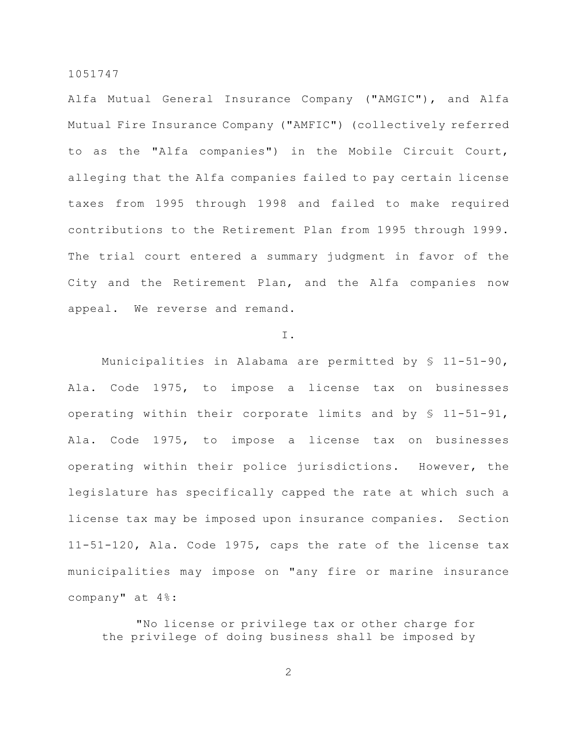Alfa Mutual General Insurance Company ("AMGIC"), and Alfa Mutual Fire Insurance Company ("AMFIC") (collectively referred to as the "Alfa companies") in the Mobile Circuit Court, alleging that the Alfa companies failed to pay certain license taxes from 1995 through 1998 and failed to make required contributions to the Retirement Plan from 1995 through 1999. The trial court entered a summary judgment in favor of the City and the Retirement Plan, and the Alfa companies now appeal. We reverse and remand.

I.

Municipalities in Alabama are permitted by § 11-51-90, Ala. Code 1975, to impose a license tax on businesses operating within their corporate limits and by § 11-51-91, Ala. Code 1975, to impose a license tax on businesses operating within their police jurisdictions. However, the legislature has specifically capped the rate at which such a license tax may be imposed upon insurance companies. Section 11-51-120, Ala. Code 1975, caps the rate of the license tax municipalities may impose on "any fire or marine insurance company" at 4%:

> "No license or privilege tax or other charge for the privilege of doing business shall be imposed by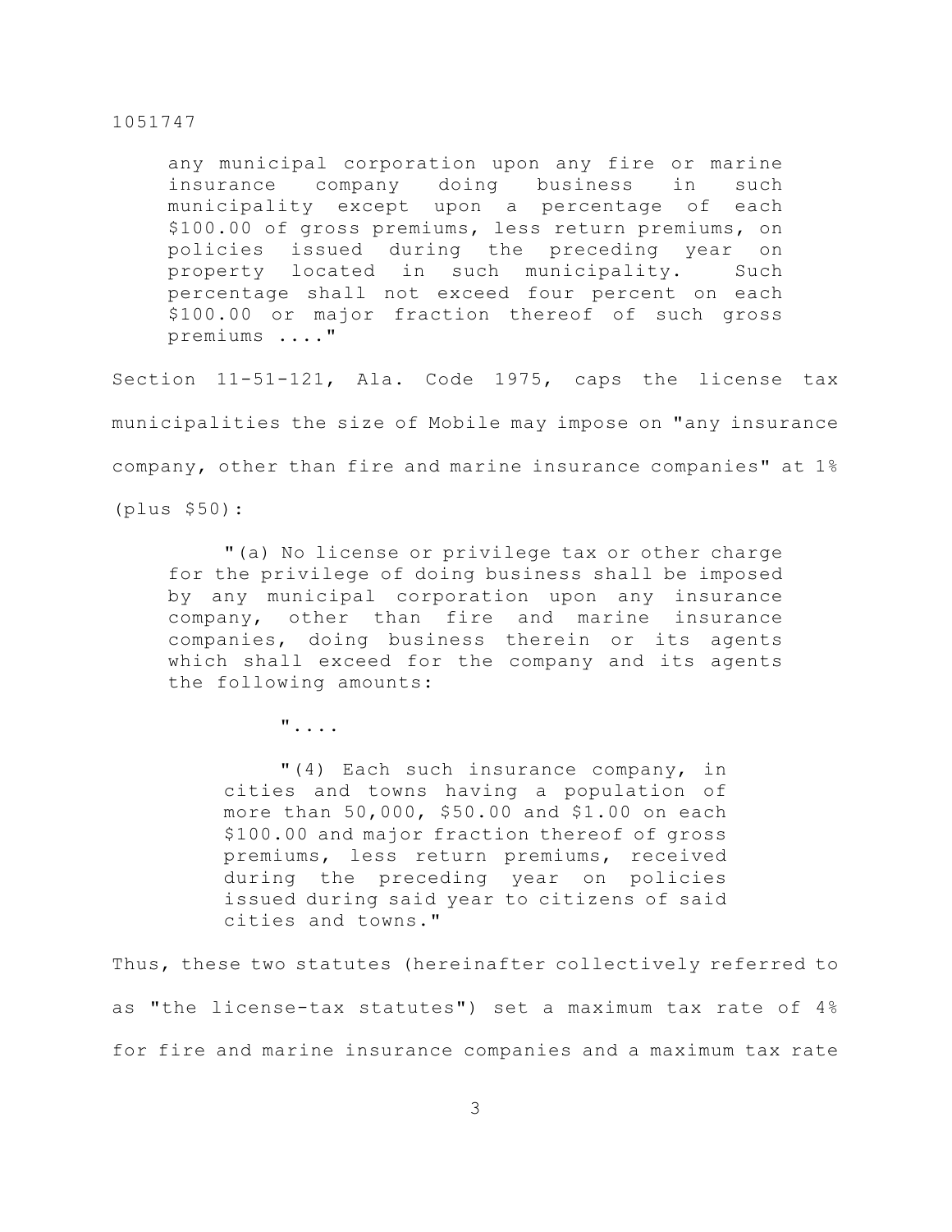> any municipal corporation upon any fire or marine insurance company doing business in such municipality except upon a percentage of each \$100.00 of gross premiums, less return premiums, on policies issued during the preceding year on property located in such municipality. Such percentage shall not exceed four percent on each \$100.00 or major fraction thereof of such gross premiums ...."

Section 11-51-121, Ala. Code 1975, caps the license tax municipalities the size of Mobile may impose on "any insurance company, other than fire and marine insurance companies" at 1% (plus \$50):

> "(a) No license or privilege tax or other charge for the privilege of doing business shall be imposed by any municipal corporation upon any insurance company, other than fire and marine insurance companies, doing business therein or its agents which shall exceed for the company and its agents the following amounts:
>
> "....
>
> > "(4) Each such insurance company, in cities and towns having a population of more than 50,000, \$50.00 and \$1.00 on each \$100.00 and major fraction thereof of gross premiums, less return premiums, received during the preceding year on policies issued during said year to citizens of said cities and towns."

Thus, these two statutes (hereinafter collectively referred to as "the license-tax statutes") set a maximum tax rate of 4% for fire and marine insurance companies and a maximum tax rate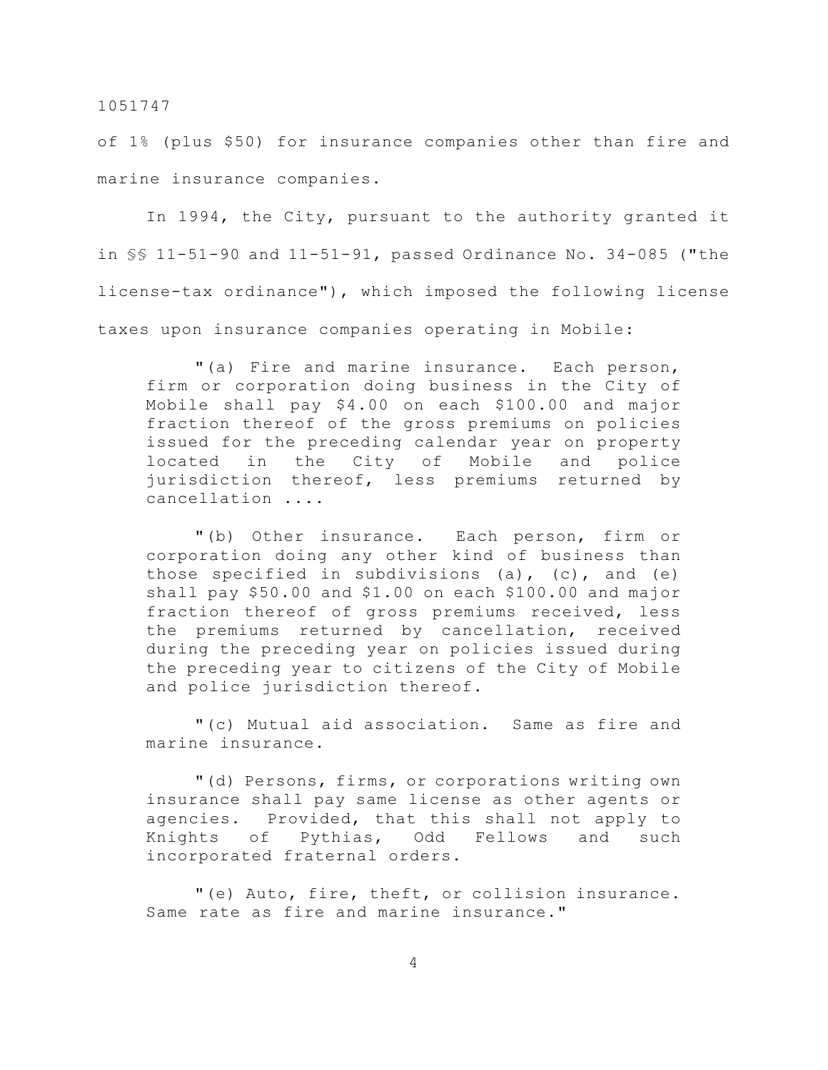of 1% (plus $50) for insurance companies other than fire and marine insurance companies.

In 1994, the City, pursuant to the authority granted it in §§ 11-51-90 and 11-51-91, passed Ordinance No. 34-085 ("the license-tax ordinance"), which imposed the following license taxes upon insurance companies operating in Mobile:

> "(a) Fire and marine insurance. Each person, firm or corporation doing business in the City of Mobile shall pay $4.00 on each $100.00 and major fraction thereof of the gross premiums on policies issued for the preceding calendar year on property located in the City of Mobile and police jurisdiction thereof, less premiums returned by cancellation ....
>
> "(b) Other insurance. Each person, firm or corporation doing any other kind of business than those specified in subdivisions (a), (c), and (e) shall pay $50.00 and $1.00 on each $100.00 and major fraction thereof of gross premiums received, less the premiums returned by cancellation, received during the preceding year on policies issued during the preceding year to citizens of the City of Mobile and police jurisdiction thereof.
>
> "(c) Mutual aid association. Same as fire and marine insurance.
>
> "(d) Persons, firms, or corporations writing own insurance shall pay same license as other agents or agencies. Provided, that this shall not apply to Knights of Pythias, Odd Fellows and such incorporated fraternal orders.
>
> "(e) Auto, fire, theft, or collision insurance. Same rate as fire and marine insurance."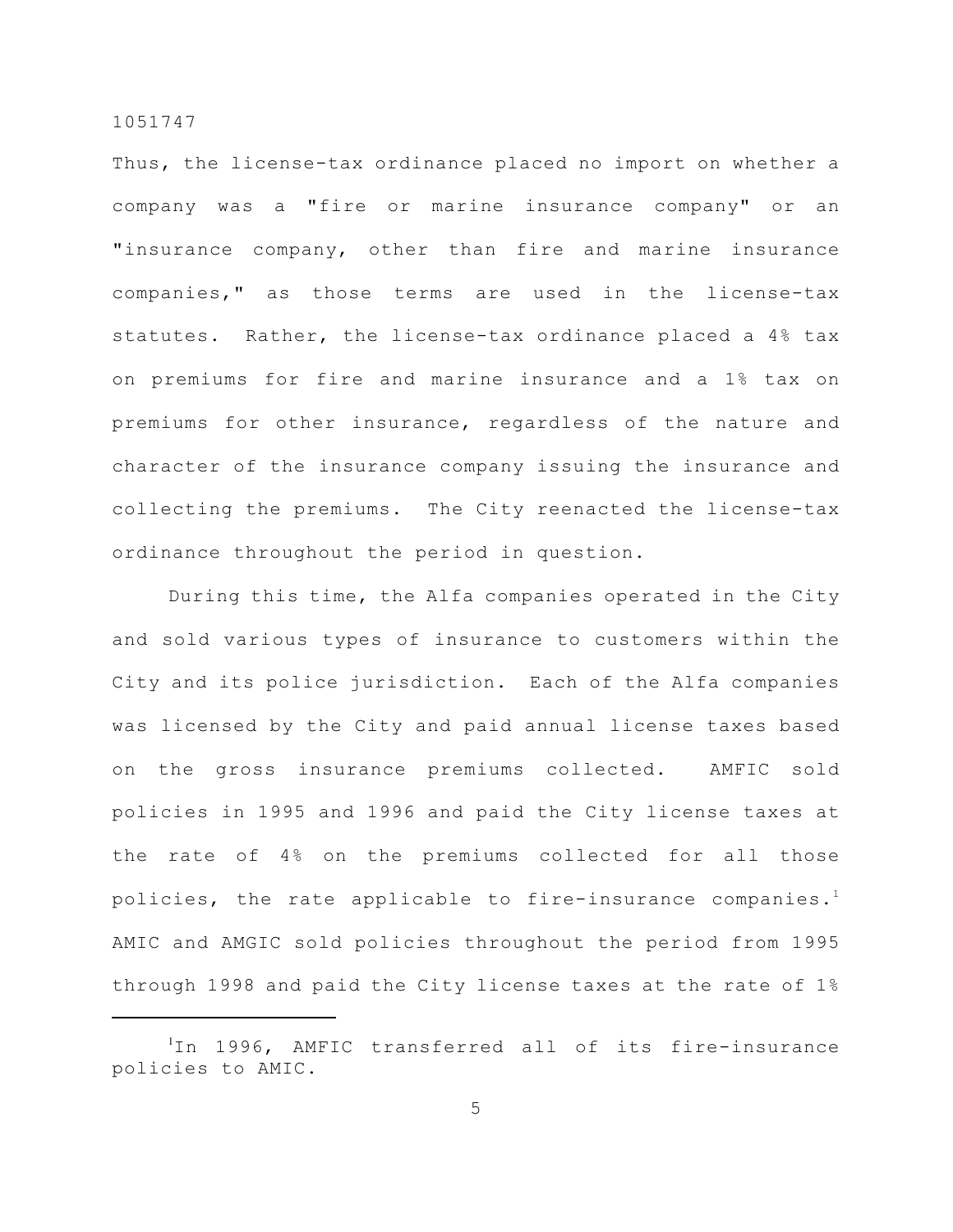Thus, the license-tax ordinance placed no import on whether a company was a "fire or marine insurance company" or an "insurance company, other than fire and marine insurance companies," as those terms are used in the license-tax statutes. Rather, the license-tax ordinance placed a 4% tax on premiums for fire and marine insurance and a 1% tax on premiums for other insurance, regardless of the nature and character of the insurance company issuing the insurance and collecting the premiums. The City reenacted the license-tax ordinance throughout the period in question.

During this time, the Alfa companies operated in the City and sold various types of insurance to customers within the City and its police jurisdiction. Each of the Alfa companies was licensed by the City and paid annual license taxes based on the gross insurance premiums collected. AMFIC sold policies in 1995 and 1996 and paid the City license taxes at the rate of 4% on the premiums collected for all those policies, the rate applicable to fire-insurance companies.[1] AMIC and AMGIC sold policies throughout the period from 1995 through 1998 and paid the City license taxes at the rate of 1%

---

[1]In 1996, AMFIC transferred all of its fire-insurance policies to AMIC.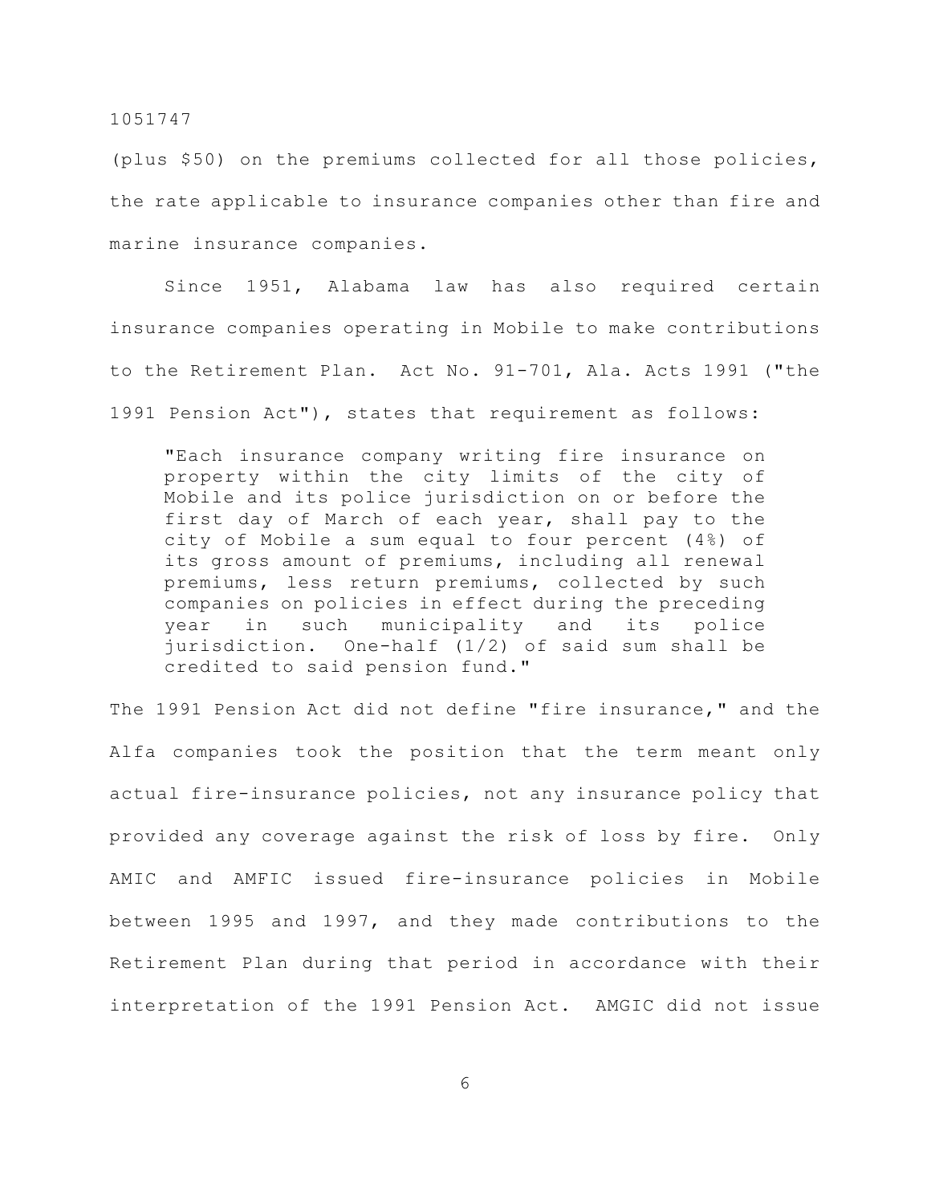(plus $50) on the premiums collected for all those policies, the rate applicable to insurance companies other than fire and marine insurance companies.

Since 1951, Alabama law has also required certain insurance companies operating in Mobile to make contributions to the Retirement Plan. Act No. 91-701, Ala. Acts 1991 ("the 1991 Pension Act"), states that requirement as follows:

> "Each insurance company writing fire insurance on property within the city limits of the city of Mobile and its police jurisdiction on or before the first day of March of each year, shall pay to the city of Mobile a sum equal to four percent (4%) of its gross amount of premiums, including all renewal premiums, less return premiums, collected by such companies on policies in effect during the preceding year in such municipality and its police jurisdiction. One-half (1/2) of said sum shall be credited to said pension fund."

The 1991 Pension Act did not define "fire insurance," and the Alfa companies took the position that the term meant only actual fire-insurance policies, not any insurance policy that provided any coverage against the risk of loss by fire. Only AMIC and AMFIC issued fire-insurance policies in Mobile between 1995 and 1997, and they made contributions to the Retirement Plan during that period in accordance with their interpretation of the 1991 Pension Act. AMGIC did not issue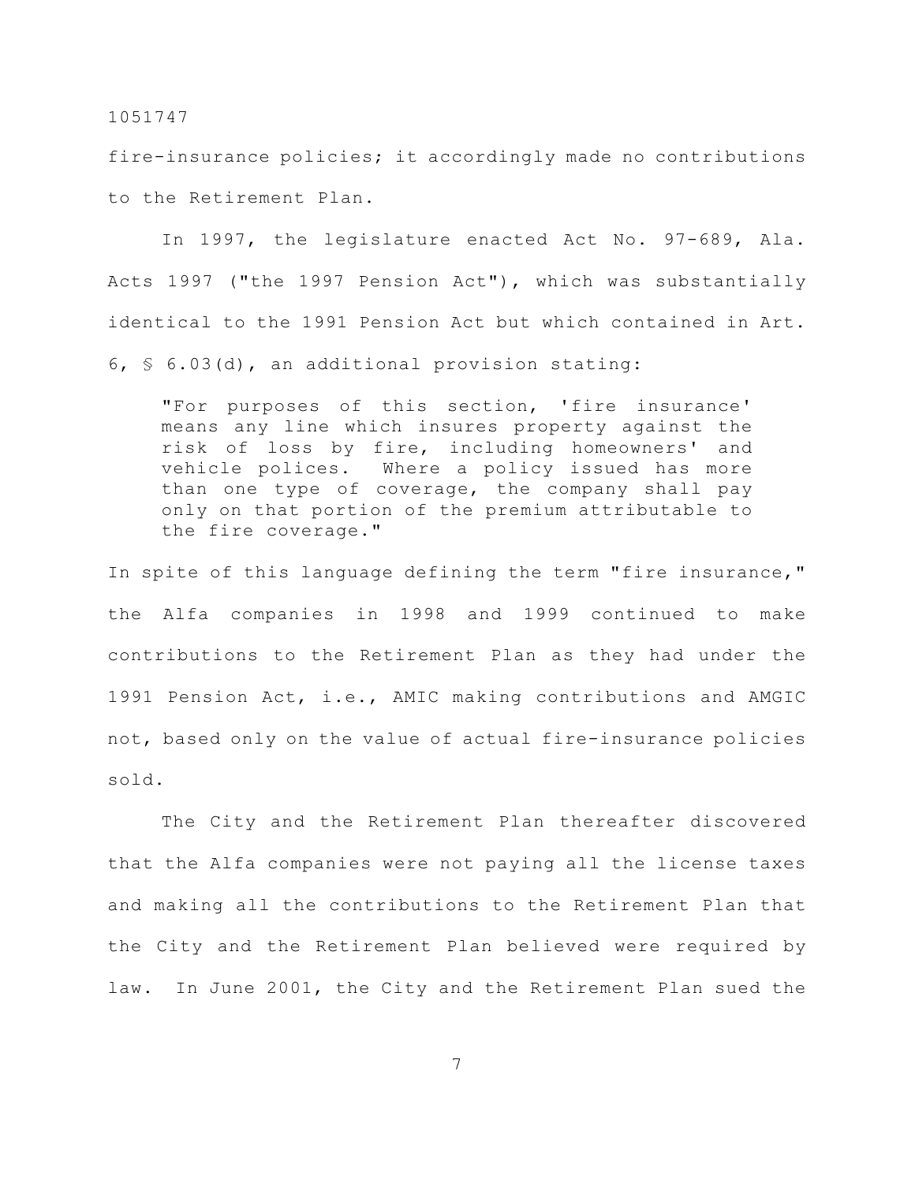fire-insurance policies; it accordingly made no contributions to the Retirement Plan.

In 1997, the legislature enacted Act No. 97-689, Ala. Acts 1997 ("the 1997 Pension Act"), which was substantially identical to the 1991 Pension Act but which contained in Art. 6, § 6.03(d), an additional provision stating:

> "For purposes of this section, 'fire insurance' means any line which insures property against the risk of loss by fire, including homeowners' and vehicle polices. Where a policy issued has more than one type of coverage, the company shall pay only on that portion of the premium attributable to the fire coverage."

In spite of this language defining the term "fire insurance," the Alfa companies in 1998 and 1999 continued to make contributions to the Retirement Plan as they had under the 1991 Pension Act, i.e., AMIC making contributions and AMGIC not, based only on the value of actual fire-insurance policies sold.

The City and the Retirement Plan thereafter discovered that the Alfa companies were not paying all the license taxes and making all the contributions to the Retirement Plan that the City and the Retirement Plan believed were required by law. In June 2001, the City and the Retirement Plan sued the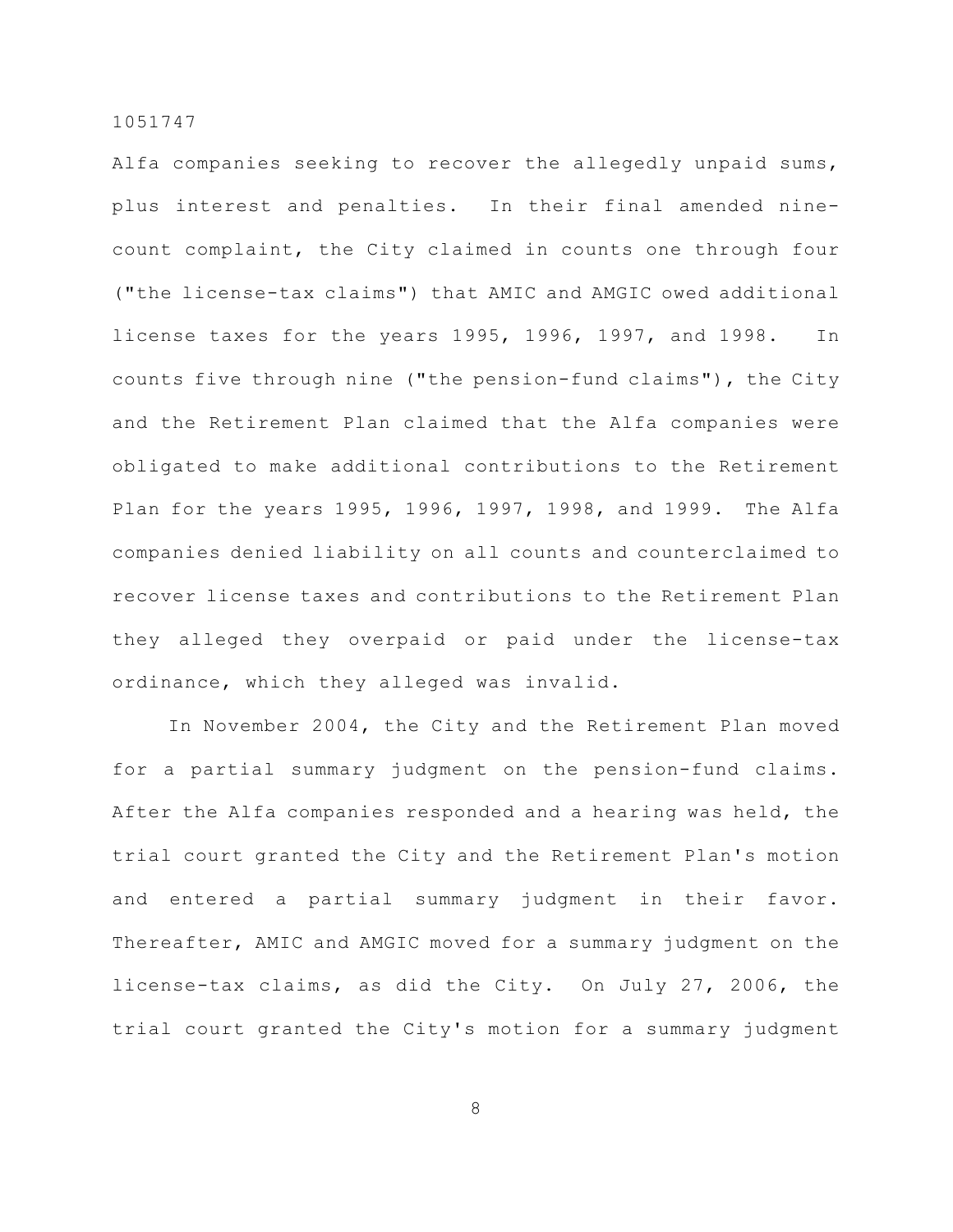Alfa companies seeking to recover the allegedly unpaid sums, plus interest and penalties. In their final amended nine-count complaint, the City claimed in counts one through four ("the license-tax claims") that AMIC and AMGIC owed additional license taxes for the years 1995, 1996, 1997, and 1998. In counts five through nine ("the pension-fund claims"), the City and the Retirement Plan claimed that the Alfa companies were obligated to make additional contributions to the Retirement Plan for the years 1995, 1996, 1997, 1998, and 1999. The Alfa companies denied liability on all counts and counterclaimed to recover license taxes and contributions to the Retirement Plan they alleged they overpaid or paid under the license-tax ordinance, which they alleged was invalid.

In November 2004, the City and the Retirement Plan moved for a partial summary judgment on the pension-fund claims. After the Alfa companies responded and a hearing was held, the trial court granted the City and the Retirement Plan's motion and entered a partial summary judgment in their favor. Thereafter, AMIC and AMGIC moved for a summary judgment on the license-tax claims, as did the City. On July 27, 2006, the trial court granted the City's motion for a summary judgment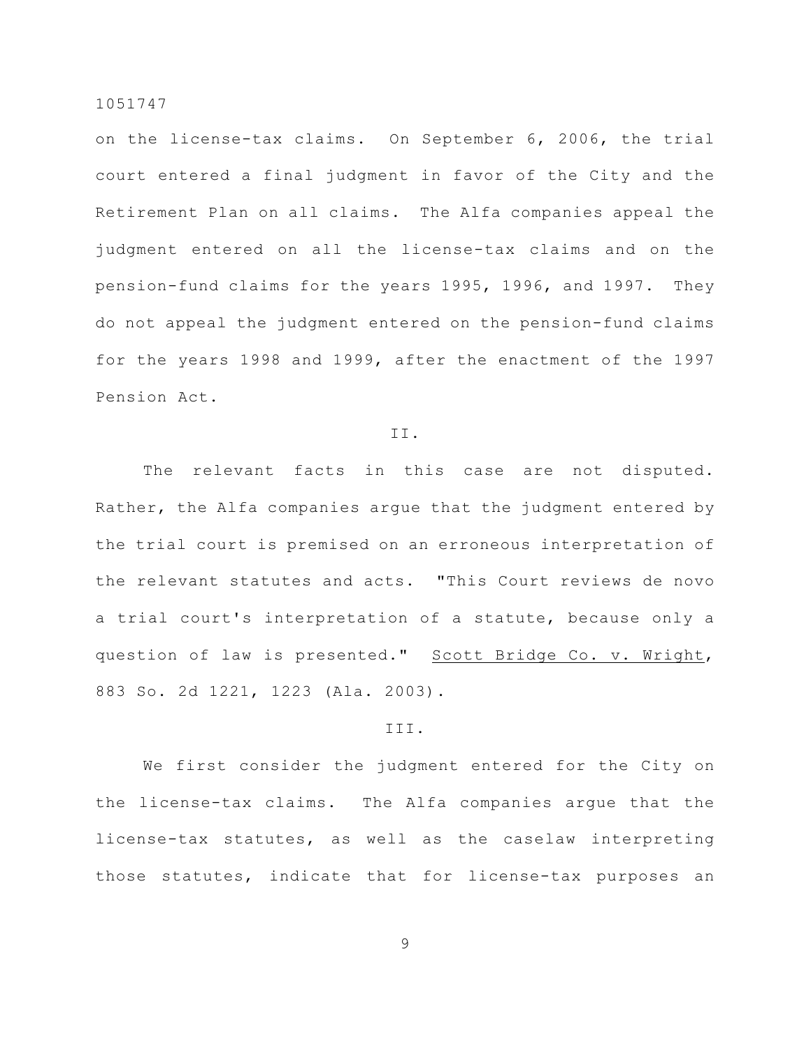on the license-tax claims. On September 6, 2006, the trial court entered a final judgment in favor of the City and the Retirement Plan on all claims. The Alfa companies appeal the judgment entered on all the license-tax claims and on the pension-fund claims for the years 1995, 1996, and 1997. They do not appeal the judgment entered on the pension-fund claims for the years 1998 and 1999, after the enactment of the 1997 Pension Act.

II.

The relevant facts in this case are not disputed. Rather, the Alfa companies argue that the judgment entered by the trial court is premised on an erroneous interpretation of the relevant statutes and acts. "This Court reviews de novo a trial court's interpretation of a statute, because only a question of law is presented." Scott Bridge Co. v. Wright, 883 So. 2d 1221, 1223 (Ala. 2003).

III.

We first consider the judgment entered for the City on the license-tax claims. The Alfa companies argue that the license-tax statutes, as well as the caselaw interpreting those statutes, indicate that for license-tax purposes an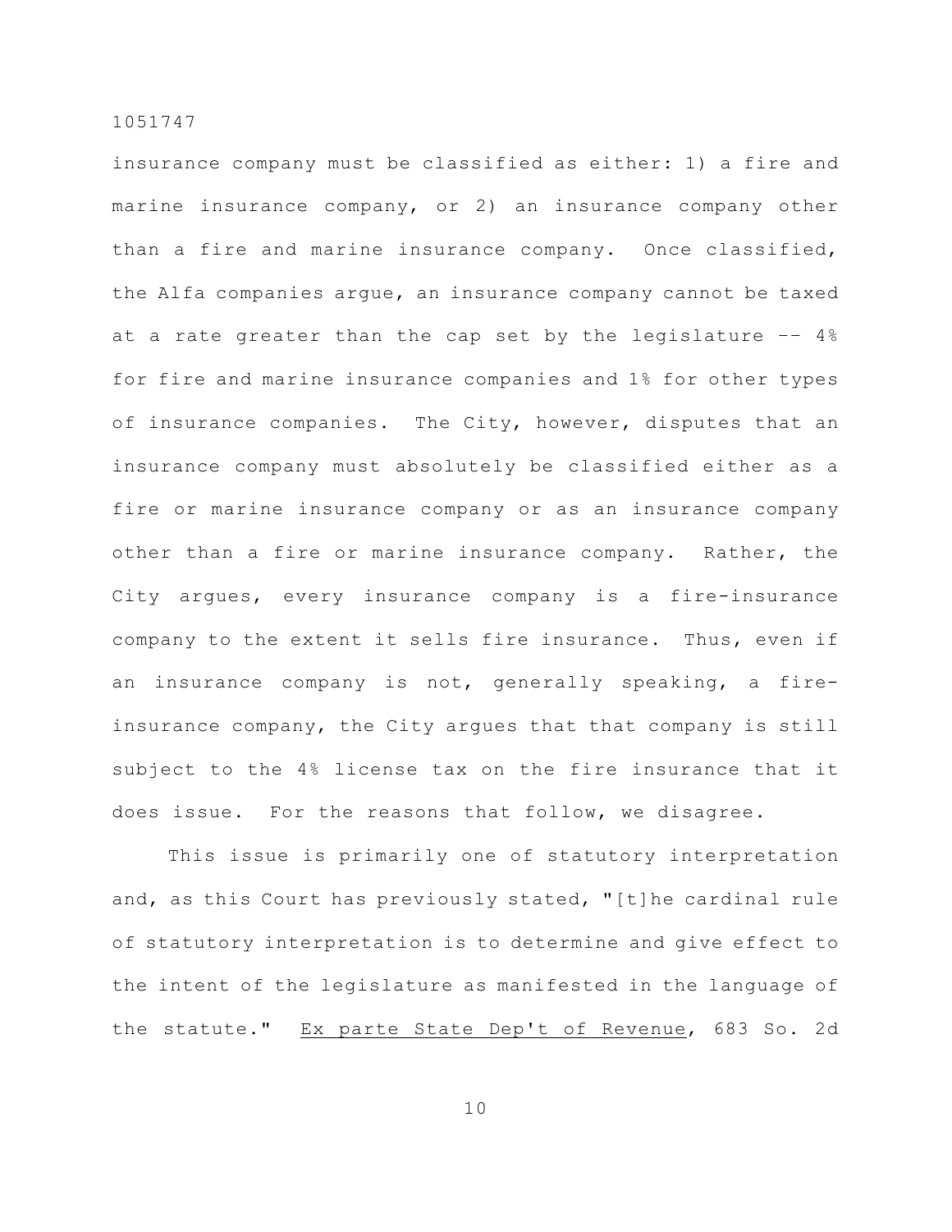insurance company must be classified as either: 1) a fire and marine insurance company, or 2) an insurance company other than a fire and marine insurance company. Once classified, the Alfa companies argue, an insurance company cannot be taxed at a rate greater than the cap set by the legislature -- 4% for fire and marine insurance companies and 1% for other types of insurance companies. The City, however, disputes that an insurance company must absolutely be classified either as a fire or marine insurance company or as an insurance company other than a fire or marine insurance company. Rather, the City argues, every insurance company is a fire-insurance company to the extent it sells fire insurance. Thus, even if an insurance company is not, generally speaking, a fire-insurance company, the City argues that that company is still subject to the 4% license tax on the fire insurance that it does issue. For the reasons that follow, we disagree.

This issue is primarily one of statutory interpretation and, as this Court has previously stated, "[t]he cardinal rule of statutory interpretation is to determine and give effect to the intent of the legislature as manifested in the language of the statute." Ex parte State Dep't of Revenue, 683 So. 2d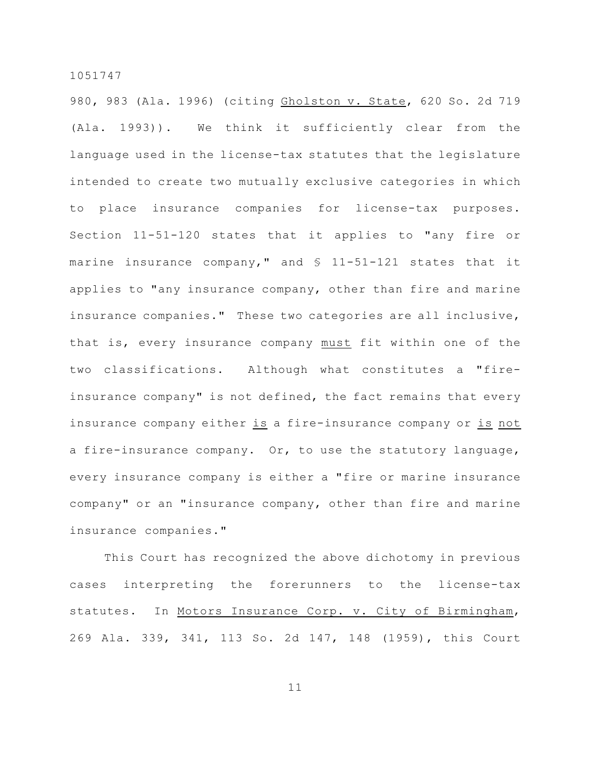980, 983 (Ala. 1996) (citing Gholston v. State, 620 So. 2d 719 (Ala. 1993)). We think it sufficiently clear from the language used in the license-tax statutes that the legislature intended to create two mutually exclusive categories in which to place insurance companies for license-tax purposes. Section 11-51-120 states that it applies to "any fire or marine insurance company," and § 11-51-121 states that it applies to "any insurance company, other than fire and marine insurance companies." These two categories are all inclusive, that is, every insurance company must fit within one of the two classifications. Although what constitutes a "fire-insurance company" is not defined, the fact remains that every insurance company either is a fire-insurance company or is not a fire-insurance company. Or, to use the statutory language, every insurance company is either a "fire or marine insurance company" or an "insurance company, other than fire and marine insurance companies."

This Court has recognized the above dichotomy in previous cases interpreting the forerunners to the license-tax statutes. In Motors Insurance Corp. v. City of Birmingham, 269 Ala. 339, 341, 113 So. 2d 147, 148 (1959), this Court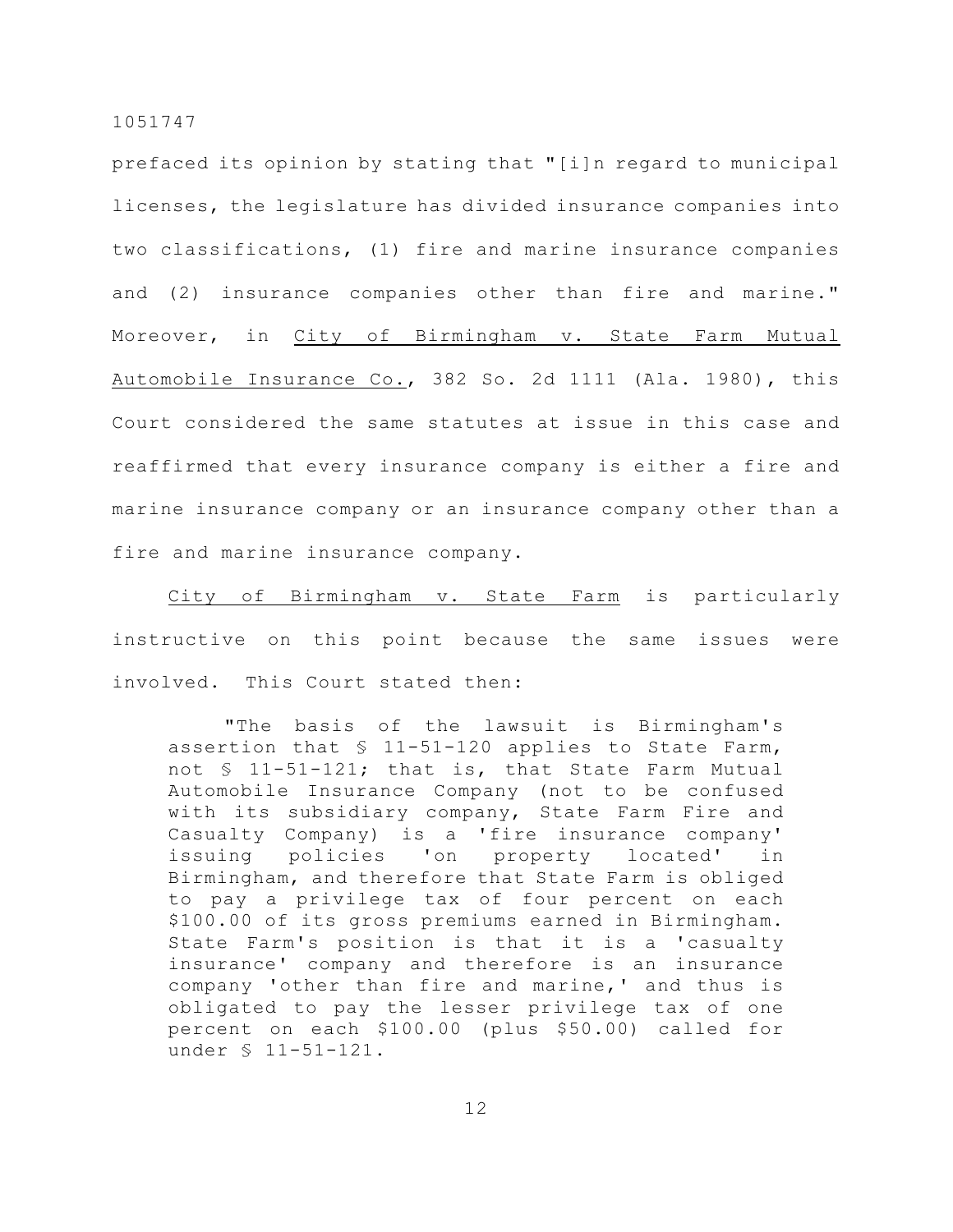prefaced its opinion by stating that "[i]n regard to municipal licenses, the legislature has divided insurance companies into two classifications, (1) fire and marine insurance companies and (2) insurance companies other than fire and marine." Moreover, in City of Birmingham v. State Farm Mutual Automobile Insurance Co., 382 So. 2d 1111 (Ala. 1980), this Court considered the same statutes at issue in this case and reaffirmed that every insurance company is either a fire and marine insurance company or an insurance company other than a fire and marine insurance company.

City of Birmingham v. State Farm is particularly instructive on this point because the same issues were involved. This Court stated then:

> "The basis of the lawsuit is Birmingham's assertion that § 11-51-120 applies to State Farm, not § 11-51-121; that is, that State Farm Mutual Automobile Insurance Company (not to be confused with its subsidiary company, State Farm Fire and Casualty Company) is a 'fire insurance company' issuing policies 'on property located' in Birmingham, and therefore that State Farm is obliged to pay a privilege tax of four percent on each $100.00 of its gross premiums earned in Birmingham. State Farm's position is that it is a 'casualty insurance' company and therefore is an insurance company 'other than fire and marine,' and thus is obligated to pay the lesser privilege tax of one percent on each $100.00 (plus $50.00) called for under § 11-51-121.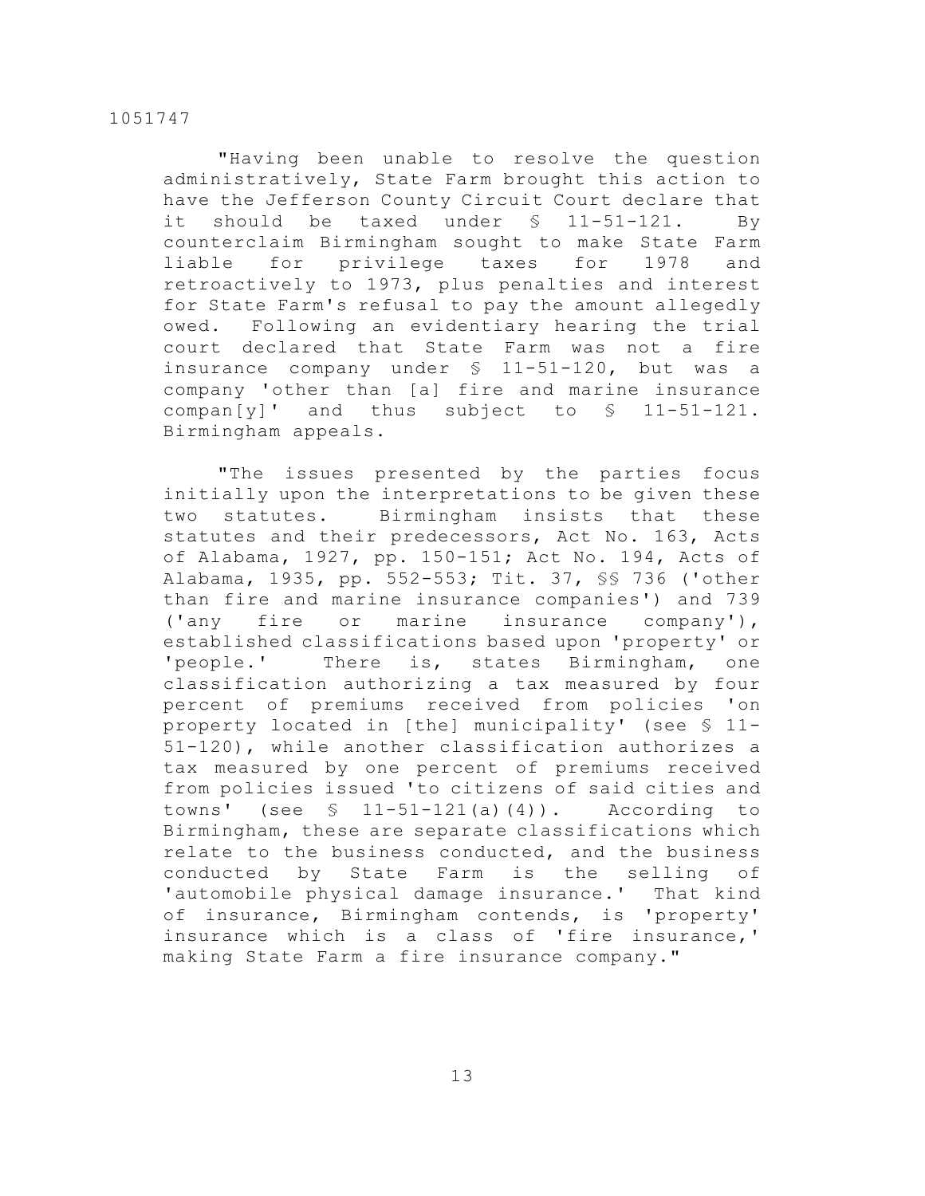"Having been unable to resolve the question administratively, State Farm brought this action to have the Jefferson County Circuit Court declare that it should be taxed under § 11-51-121. By counterclaim Birmingham sought to make State Farm liable for privilege taxes for 1978 and retroactively to 1973, plus penalties and interest for State Farm's refusal to pay the amount allegedly owed. Following an evidentiary hearing the trial court declared that State Farm was not a fire insurance company under § 11-51-120, but was a company 'other than [a] fire and marine insurance compan[y]' and thus subject to § 11-51-121. Birmingham appeals.

"The issues presented by the parties focus initially upon the interpretations to be given these two statutes. Birmingham insists that these statutes and their predecessors, Act No. 163, Acts of Alabama, 1927, pp. 150-151; Act No. 194, Acts of Alabama, 1935, pp. 552-553; Tit. 37, §§ 736 ('other than fire and marine insurance companies') and 739 ('any fire or marine insurance company'), established classifications based upon 'property' or 'people.' There is, states Birmingham, one classification authorizing a tax measured by four percent of premiums received from policies 'on property located in [the] municipality' (see § 11-51-120), while another classification authorizes a tax measured by one percent of premiums received from policies issued 'to citizens of said cities and towns' (see § 11-51-121(a)(4)). According to Birmingham, these are separate classifications which relate to the business conducted, and the business conducted by State Farm is the selling of 'automobile physical damage insurance.' That kind of insurance, Birmingham contends, is 'property' insurance which is a class of 'fire insurance,' making State Farm a fire insurance company."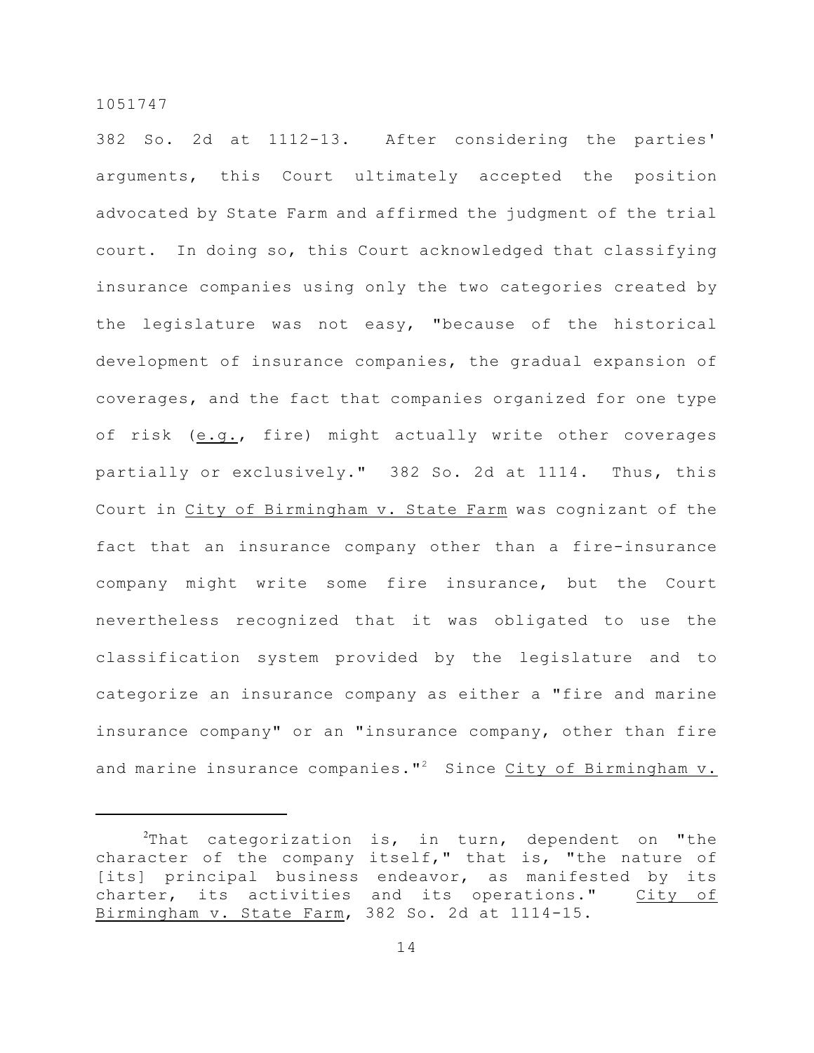382 So. 2d at 1112-13. After considering the parties' arguments, this Court ultimately accepted the position advocated by State Farm and affirmed the judgment of the trial court. In doing so, this Court acknowledged that classifying insurance companies using only the two categories created by the legislature was not easy, "because of the historical development of insurance companies, the gradual expansion of coverages, and the fact that companies organized for one type of risk (e.g., fire) might actually write other coverages partially or exclusively." 382 So. 2d at 1114. Thus, this Court in City of Birmingham v. State Farm was cognizant of the fact that an insurance company other than a fire-insurance company might write some fire insurance, but the Court nevertheless recognized that it was obligated to use the classification system provided by the legislature and to categorize an insurance company as either a "fire and marine insurance company" or an "insurance company, other than fire and marine insurance companies."[2] Since City of Birmingham v.

---

[2]That categorization is, in turn, dependent on "the character of the company itself," that is, "the nature of [its] principal business endeavor, as manifested by its charter, its activities and its operations." City of Birmingham v. State Farm, 382 So. 2d at 1114-15.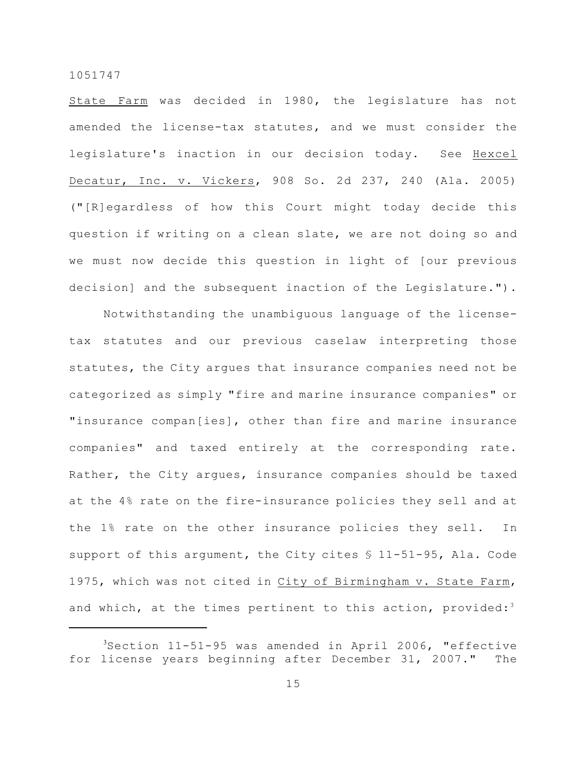State Farm was decided in 1980, the legislature has not amended the license-tax statutes, and we must consider the legislature's inaction in our decision today. See Hexcel Decatur, Inc. v. Vickers, 908 So. 2d 237, 240 (Ala. 2005) ("[R]egardless of how this Court might today decide this question if writing on a clean slate, we are not doing so and we must now decide this question in light of [our previous decision] and the subsequent inaction of the Legislature.").

Notwithstanding the unambiguous language of the license-tax statutes and our previous caselaw interpreting those statutes, the City argues that insurance companies need not be categorized as simply "fire and marine insurance companies" or "insurance compan[ies], other than fire and marine insurance companies" and taxed entirely at the corresponding rate. Rather, the City argues, insurance companies should be taxed at the 4% rate on the fire-insurance policies they sell and at the 1% rate on the other insurance policies they sell. In support of this argument, the City cites § 11-51-95, Ala. Code 1975, which was not cited in City of Birmingham v. State Farm, and which, at the times pertinent to this action, provided:[3]

---

[3]Section 11-51-95 was amended in April 2006, "effective for license years beginning after December 31, 2007." The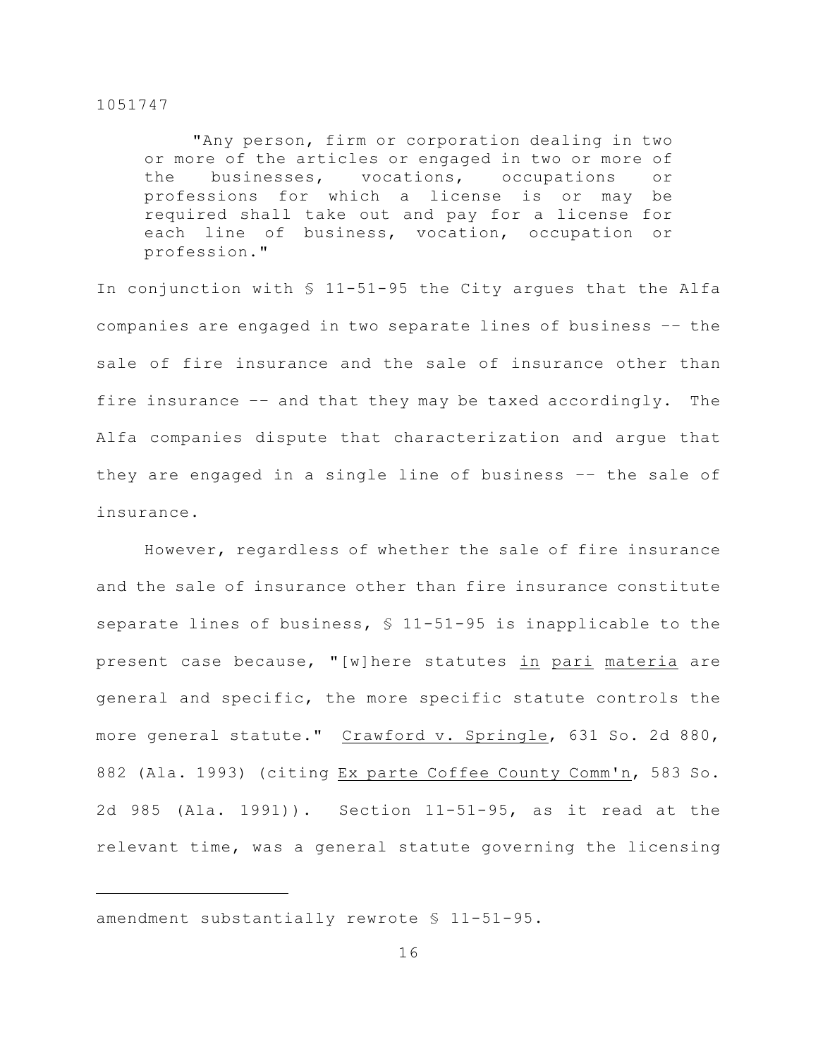> "Any person, firm or corporation dealing in two or more of the articles or engaged in two or more of the businesses, vocations, occupations or professions for which a license is or may be required shall take out and pay for a license for each line of business, vocation, occupation or profession."

In conjunction with § 11-51-95 the City argues that the Alfa companies are engaged in two separate lines of business -- the sale of fire insurance and the sale of insurance other than fire insurance -- and that they may be taxed accordingly. The Alfa companies dispute that characterization and argue that they are engaged in a single line of business -- the sale of insurance.

However, regardless of whether the sale of fire insurance and the sale of insurance other than fire insurance constitute separate lines of business, § 11-51-95 is inapplicable to the present case because, "[w]here statutes in pari materia are general and specific, the more specific statute controls the more general statute." Crawford v. Springle, 631 So. 2d 880, 882 (Ala. 1993) (citing Ex parte Coffee County Comm'n, 583 So. 2d 985 (Ala. 1991)). Section 11-51-95, as it read at the relevant time, was a general statute governing the licensing

---

amendment substantially rewrote § 11-51-95.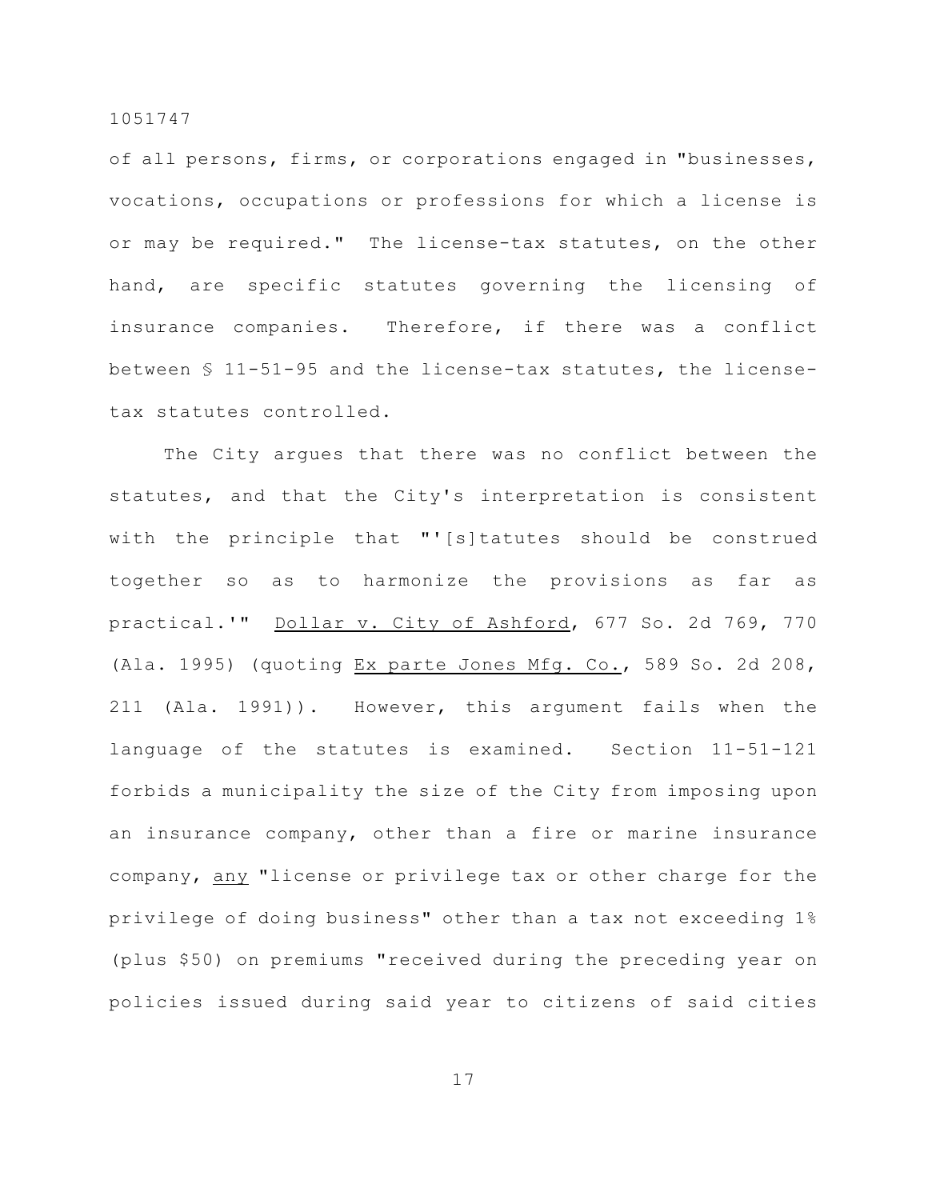of all persons, firms, or corporations engaged in "businesses, vocations, occupations or professions for which a license is or may be required." The license-tax statutes, on the other hand, are specific statutes governing the licensing of insurance companies. Therefore, if there was a conflict between § 11-51-95 and the license-tax statutes, the license-tax statutes controlled.

The City argues that there was no conflict between the statutes, and that the City's interpretation is consistent with the principle that "'[s]tatutes should be construed together so as to harmonize the provisions as far as practical.'" Dollar v. City of Ashford, 677 So. 2d 769, 770 (Ala. 1995) (quoting Ex parte Jones Mfg. Co., 589 So. 2d 208, 211 (Ala. 1991)). However, this argument fails when the language of the statutes is examined. Section 11-51-121 forbids a municipality the size of the City from imposing upon an insurance company, other than a fire or marine insurance company, any "license or privilege tax or other charge for the privilege of doing business" other than a tax not exceeding 1% (plus $50) on premiums "received during the preceding year on policies issued during said year to citizens of said cities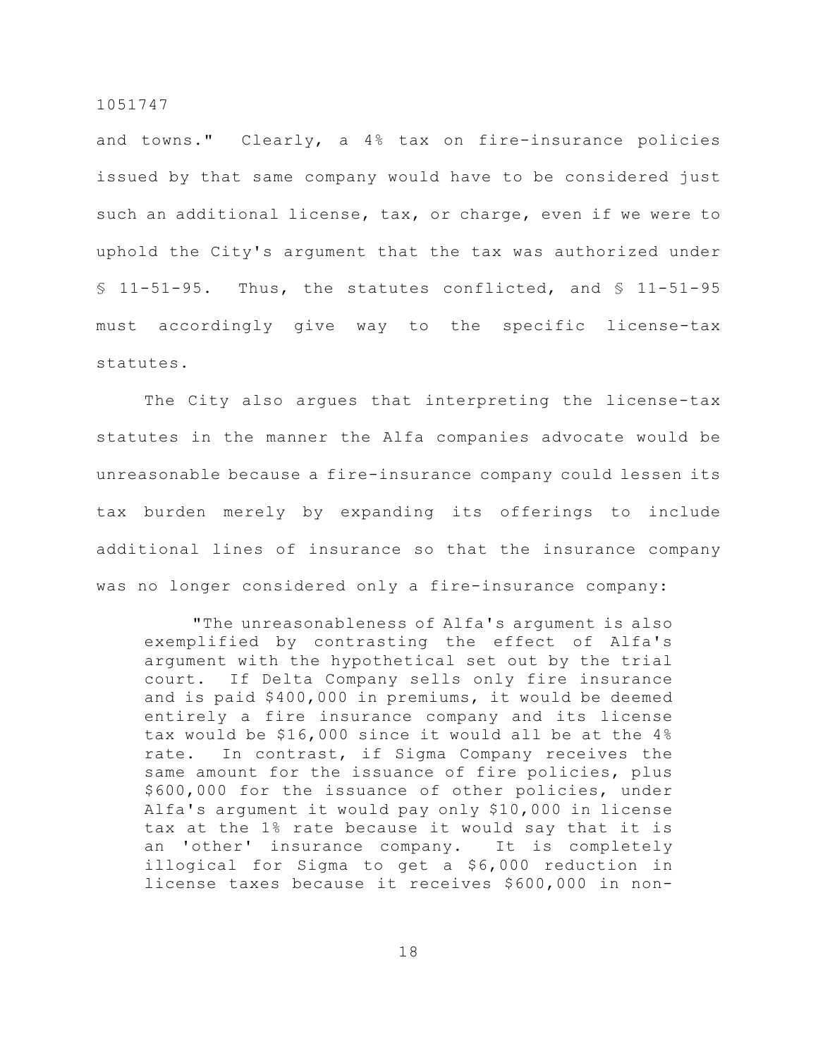and towns." Clearly, a 4% tax on fire-insurance policies issued by that same company would have to be considered just such an additional license, tax, or charge, even if we were to uphold the City's argument that the tax was authorized under § 11-51-95. Thus, the statutes conflicted, and § 11-51-95 must accordingly give way to the specific license-tax statutes.

The City also argues that interpreting the license-tax statutes in the manner the Alfa companies advocate would be unreasonable because a fire-insurance company could lessen its tax burden merely by expanding its offerings to include additional lines of insurance so that the insurance company was no longer considered only a fire-insurance company:

> "The unreasonableness of Alfa's argument is also exemplified by contrasting the effect of Alfa's argument with the hypothetical set out by the trial court. If Delta Company sells only fire insurance and is paid $400,000 in premiums, it would be deemed entirely a fire insurance company and its license tax would be $16,000 since it would all be at the 4% rate. In contrast, if Sigma Company receives the same amount for the issuance of fire policies, plus $600,000 for the issuance of other policies, under Alfa's argument it would pay only $10,000 in license tax at the 1% rate because it would say that it is an 'other' insurance company. It is completely illogical for Sigma to get a $6,000 reduction in license taxes because it receives $600,000 in non-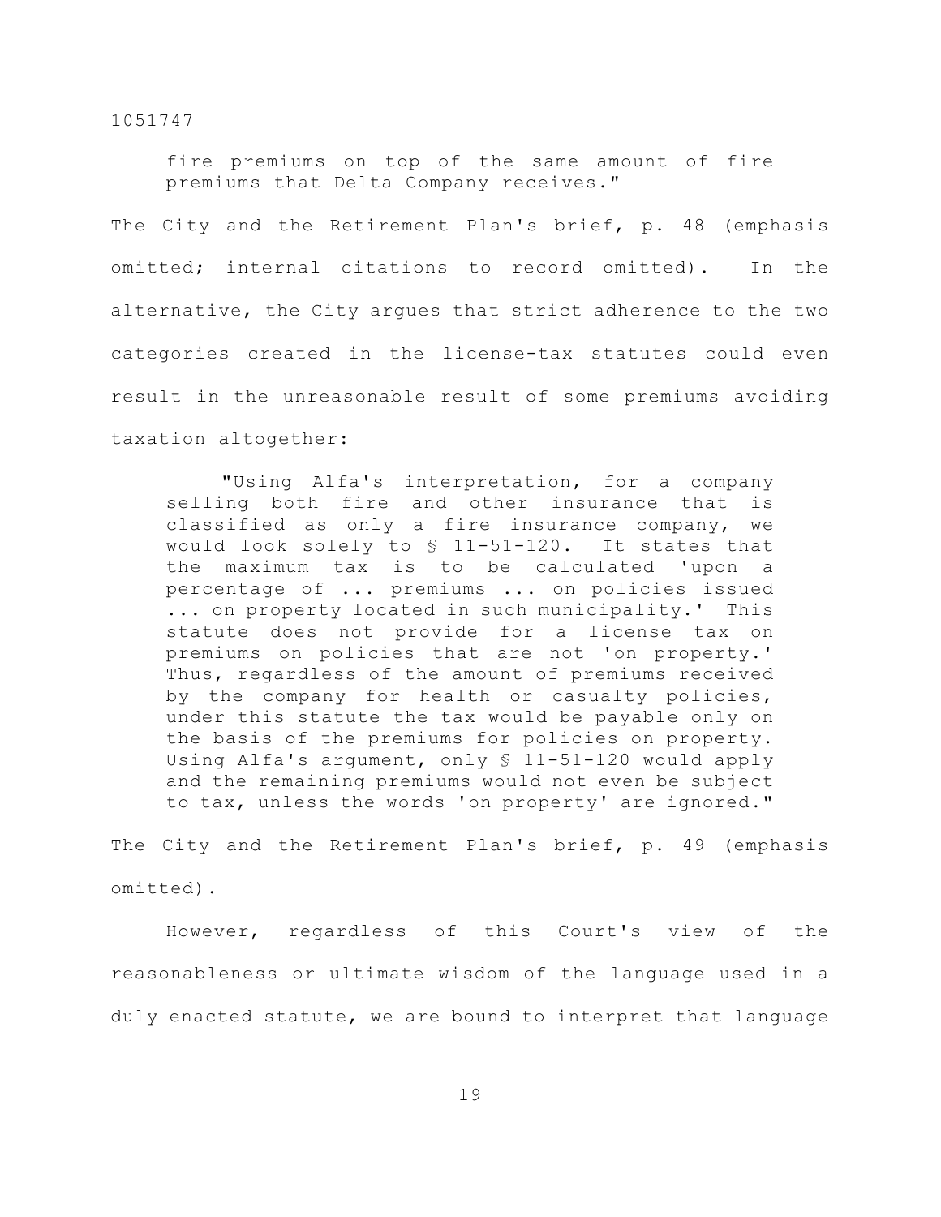> fire premiums on top of the same amount of fire premiums that Delta Company receives."

The City and the Retirement Plan's brief, p. 48 (emphasis omitted; internal citations to record omitted). In the alternative, the City argues that strict adherence to the two categories created in the license-tax statutes could even result in the unreasonable result of some premiums avoiding taxation altogether:

> "Using Alfa's interpretation, for a company selling both fire and other insurance that is classified as only a fire insurance company, we would look solely to § 11-51-120. It states that the maximum tax is to be calculated 'upon a percentage of ... premiums ... on policies issued ... on property located in such municipality.' This statute does not provide for a license tax on premiums on policies that are not 'on property.' Thus, regardless of the amount of premiums received by the company for health or casualty policies, under this statute the tax would be payable only on the basis of the premiums for policies on property. Using Alfa's argument, only § 11-51-120 would apply and the remaining premiums would not even be subject to tax, unless the words 'on property' are ignored."

The City and the Retirement Plan's brief, p. 49 (emphasis omitted).

However, regardless of this Court's view of the reasonableness or ultimate wisdom of the language used in a duly enacted statute, we are bound to interpret that language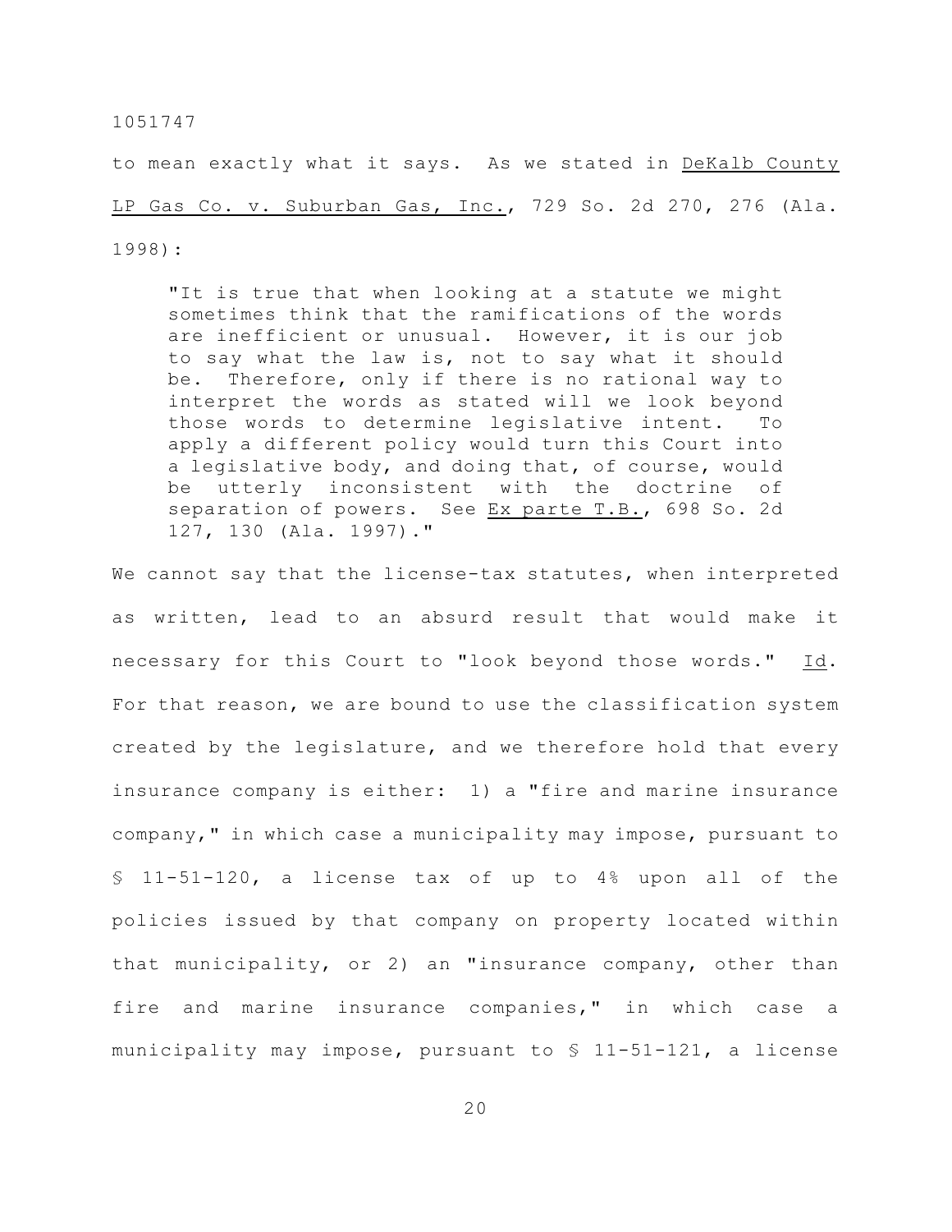to mean exactly what it says. As we stated in DeKalb County LP Gas Co. v. Suburban Gas, Inc., 729 So. 2d 270, 276 (Ala. 1998):

> "It is true that when looking at a statute we might sometimes think that the ramifications of the words are inefficient or unusual. However, it is our job to say what the law is, not to say what it should be. Therefore, only if there is no rational way to interpret the words as stated will we look beyond those words to determine legislative intent. To apply a different policy would turn this Court into a legislative body, and doing that, of course, would be utterly inconsistent with the doctrine of separation of powers. See Ex parte T.B., 698 So. 2d 127, 130 (Ala. 1997)."

We cannot say that the license-tax statutes, when interpreted as written, lead to an absurd result that would make it necessary for this Court to "look beyond those words." Id. For that reason, we are bound to use the classification system created by the legislature, and we therefore hold that every insurance company is either: 1) a "fire and marine insurance company," in which case a municipality may impose, pursuant to § 11-51-120, a license tax of up to 4% upon all of the policies issued by that company on property located within that municipality, or 2) an "insurance company, other than fire and marine insurance companies," in which case a municipality may impose, pursuant to § 11-51-121, a license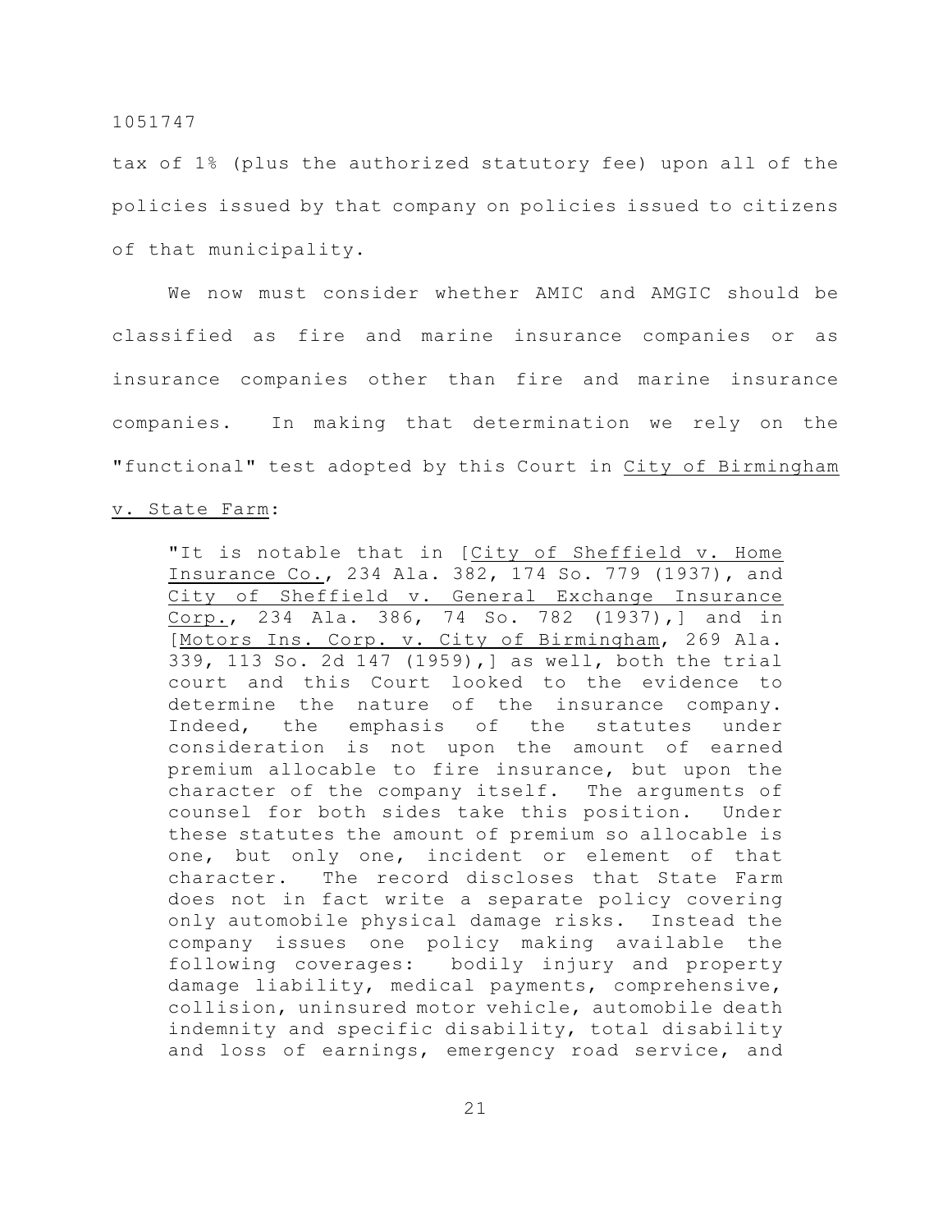tax of 1% (plus the authorized statutory fee) upon all of the policies issued by that company on policies issued to citizens of that municipality.

We now must consider whether AMIC and AMGIC should be classified as fire and marine insurance companies or as insurance companies other than fire and marine insurance companies. In making that determination we rely on the "functional" test adopted by this Court in City of Birmingham v. State Farm:

> "It is notable that in [City of Sheffield v. Home Insurance Co., 234 Ala. 382, 174 So. 779 (1937), and City of Sheffield v. General Exchange Insurance Corp., 234 Ala. 386, 74 So. 782 (1937),] and in [Motors Ins. Corp. v. City of Birmingham, 269 Ala. 339, 113 So. 2d 147 (1959),] as well, both the trial court and this Court looked to the evidence to determine the nature of the insurance company. Indeed, the emphasis of the statutes under consideration is not upon the amount of earned premium allocable to fire insurance, but upon the character of the company itself. The arguments of counsel for both sides take this position. Under these statutes the amount of premium so allocable is one, but only one, incident or element of that character. The record discloses that State Farm does not in fact write a separate policy covering only automobile physical damage risks. Instead the company issues one policy making available the following coverages: bodily injury and property damage liability, medical payments, comprehensive, collision, uninsured motor vehicle, automobile death indemnity and specific disability, total disability and loss of earnings, emergency road service, and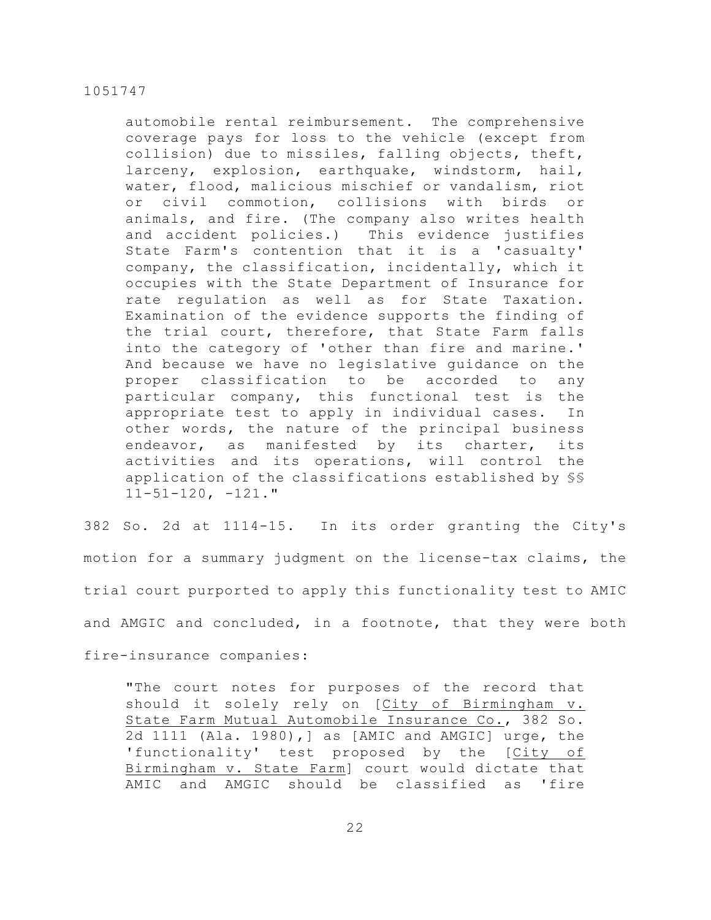> automobile rental reimbursement. The comprehensive coverage pays for loss to the vehicle (except from collision) due to missiles, falling objects, theft, larceny, explosion, earthquake, windstorm, hail, water, flood, malicious mischief or vandalism, riot or civil commotion, collisions with birds or animals, and fire. (The company also writes health and accident policies.) This evidence justifies State Farm's contention that it is a 'casualty' company, the classification, incidentally, which it occupies with the State Department of Insurance for rate regulation as well as for State Taxation. Examination of the evidence supports the finding of the trial court, therefore, that State Farm falls into the category of 'other than fire and marine.' And because we have no legislative guidance on the proper classification to be accorded to any particular company, this functional test is the appropriate test to apply in individual cases. In other words, the nature of the principal business endeavor, as manifested by its charter, its activities and its operations, will control the application of the classifications established by §§ 11-51-120, -121."

382 So. 2d at 1114-15. In its order granting the City's motion for a summary judgment on the license-tax claims, the trial court purported to apply this functionality test to AMIC and AMGIC and concluded, in a footnote, that they were both fire-insurance companies:

> "The court notes for purposes of the record that should it solely rely on [City of Birmingham v. State Farm Mutual Automobile Insurance Co., 382 So. 2d 1111 (Ala. 1980),] as [AMIC and AMGIC] urge, the 'functionality' test proposed by the [City of Birmingham v. State Farm] court would dictate that AMIC and AMGIC should be classified as 'fire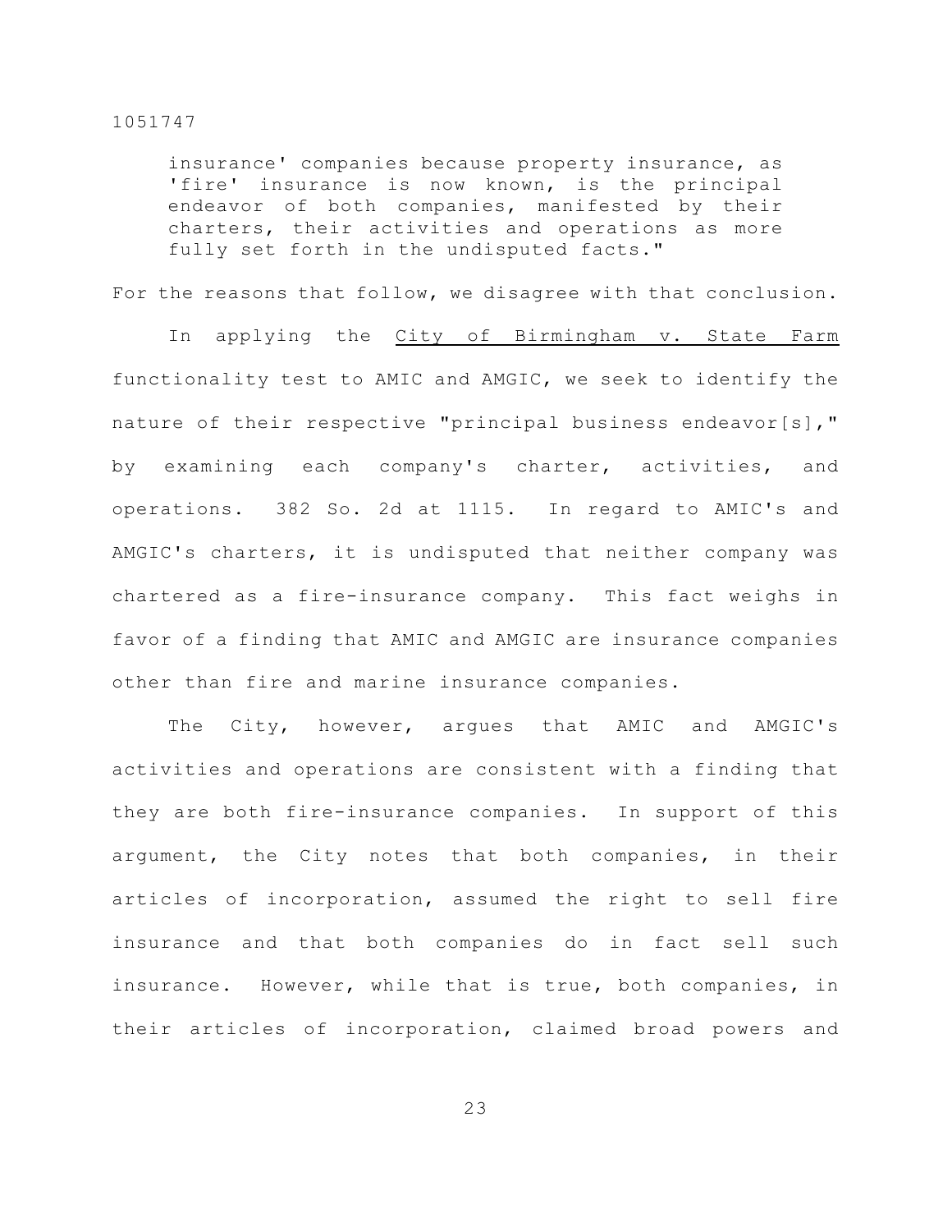> insurance' companies because property insurance, as 'fire' insurance is now known, is the principal endeavor of both companies, manifested by their charters, their activities and operations as more fully set forth in the undisputed facts."

For the reasons that follow, we disagree with that conclusion.

In applying the City of Birmingham v. State Farm functionality test to AMIC and AMGIC, we seek to identify the nature of their respective "principal business endeavor[s]," by examining each company's charter, activities, and operations. 382 So. 2d at 1115. In regard to AMIC's and AMGIC's charters, it is undisputed that neither company was chartered as a fire-insurance company. This fact weighs in favor of a finding that AMIC and AMGIC are insurance companies other than fire and marine insurance companies.

The City, however, argues that AMIC and AMGIC's activities and operations are consistent with a finding that they are both fire-insurance companies. In support of this argument, the City notes that both companies, in their articles of incorporation, assumed the right to sell fire insurance and that both companies do in fact sell such insurance. However, while that is true, both companies, in their articles of incorporation, claimed broad powers and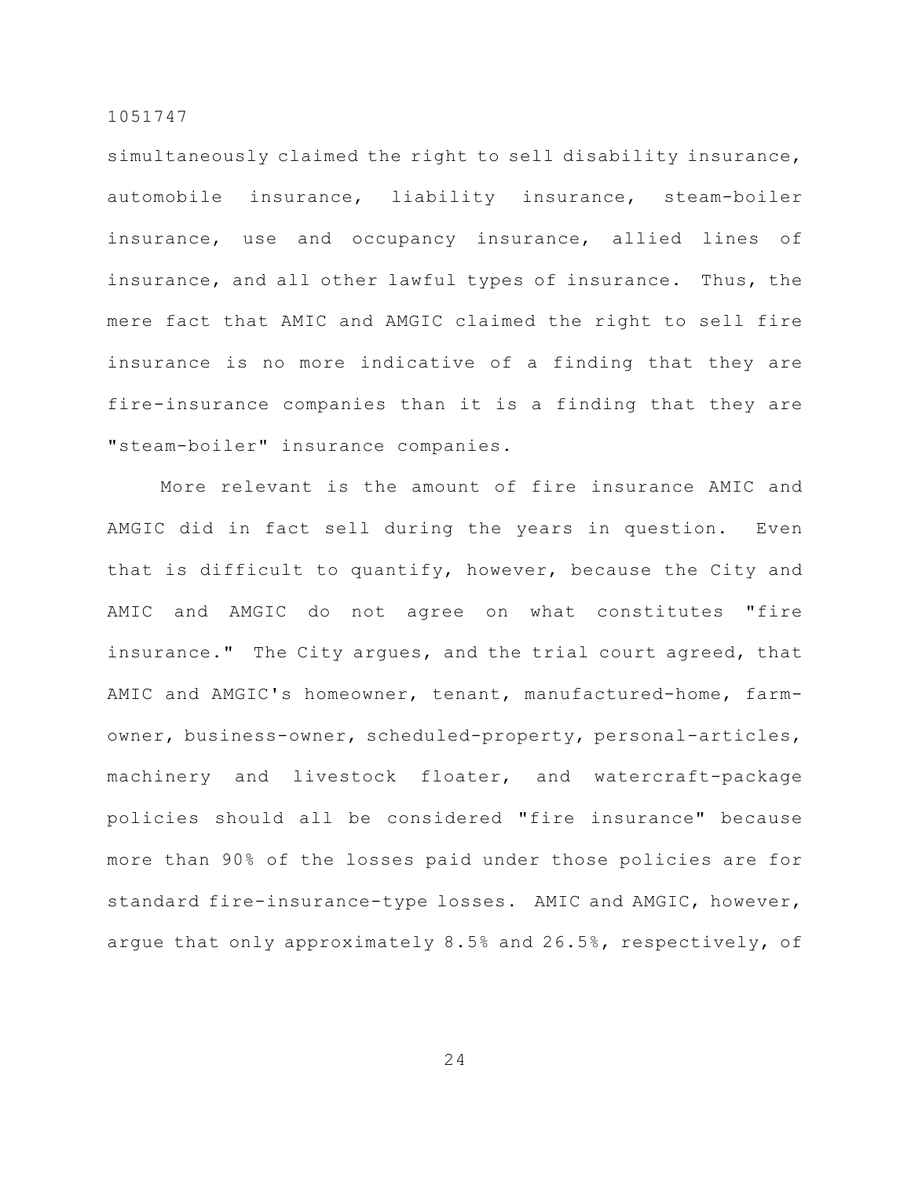simultaneously claimed the right to sell disability insurance, automobile insurance, liability insurance, steam-boiler insurance, use and occupancy insurance, allied lines of insurance, and all other lawful types of insurance. Thus, the mere fact that AMIC and AMGIC claimed the right to sell fire insurance is no more indicative of a finding that they are fire-insurance companies than it is a finding that they are "steam-boiler" insurance companies.

More relevant is the amount of fire insurance AMIC and AMGIC did in fact sell during the years in question. Even that is difficult to quantify, however, because the City and AMIC and AMGIC do not agree on what constitutes "fire insurance." The City argues, and the trial court agreed, that AMIC and AMGIC's homeowner, tenant, manufactured-home, farm-owner, business-owner, scheduled-property, personal-articles, machinery and livestock floater, and watercraft-package policies should all be considered "fire insurance" because more than 90% of the losses paid under those policies are for standard fire-insurance-type losses. AMIC and AMGIC, however, argue that only approximately 8.5% and 26.5%, respectively, of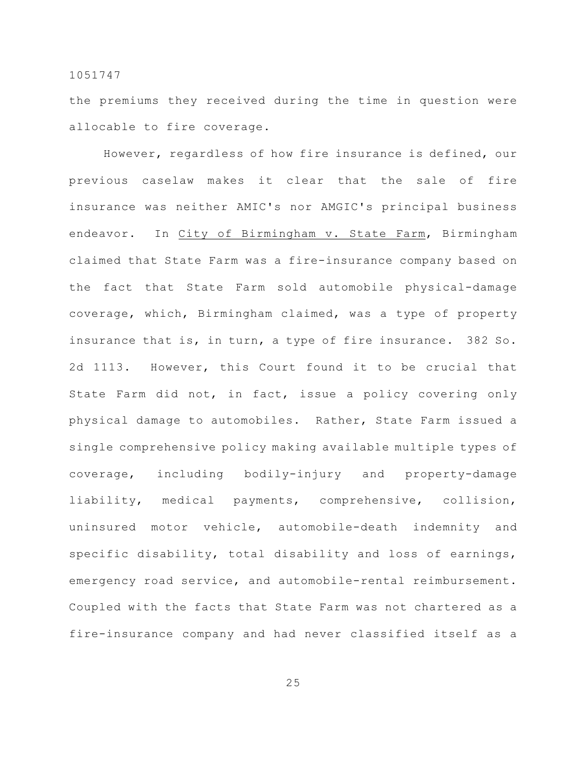the premiums they received during the time in question were allocable to fire coverage.

However, regardless of how fire insurance is defined, our previous caselaw makes it clear that the sale of fire insurance was neither AMIC's nor AMGIC's principal business endeavor. In City of Birmingham v. State Farm, Birmingham claimed that State Farm was a fire-insurance company based on the fact that State Farm sold automobile physical-damage coverage, which, Birmingham claimed, was a type of property insurance that is, in turn, a type of fire insurance. 382 So. 2d 1113. However, this Court found it to be crucial that State Farm did not, in fact, issue a policy covering only physical damage to automobiles. Rather, State Farm issued a single comprehensive policy making available multiple types of coverage, including bodily-injury and property-damage liability, medical payments, comprehensive, collision, uninsured motor vehicle, automobile-death indemnity and specific disability, total disability and loss of earnings, emergency road service, and automobile-rental reimbursement. Coupled with the facts that State Farm was not chartered as a fire-insurance company and had never classified itself as a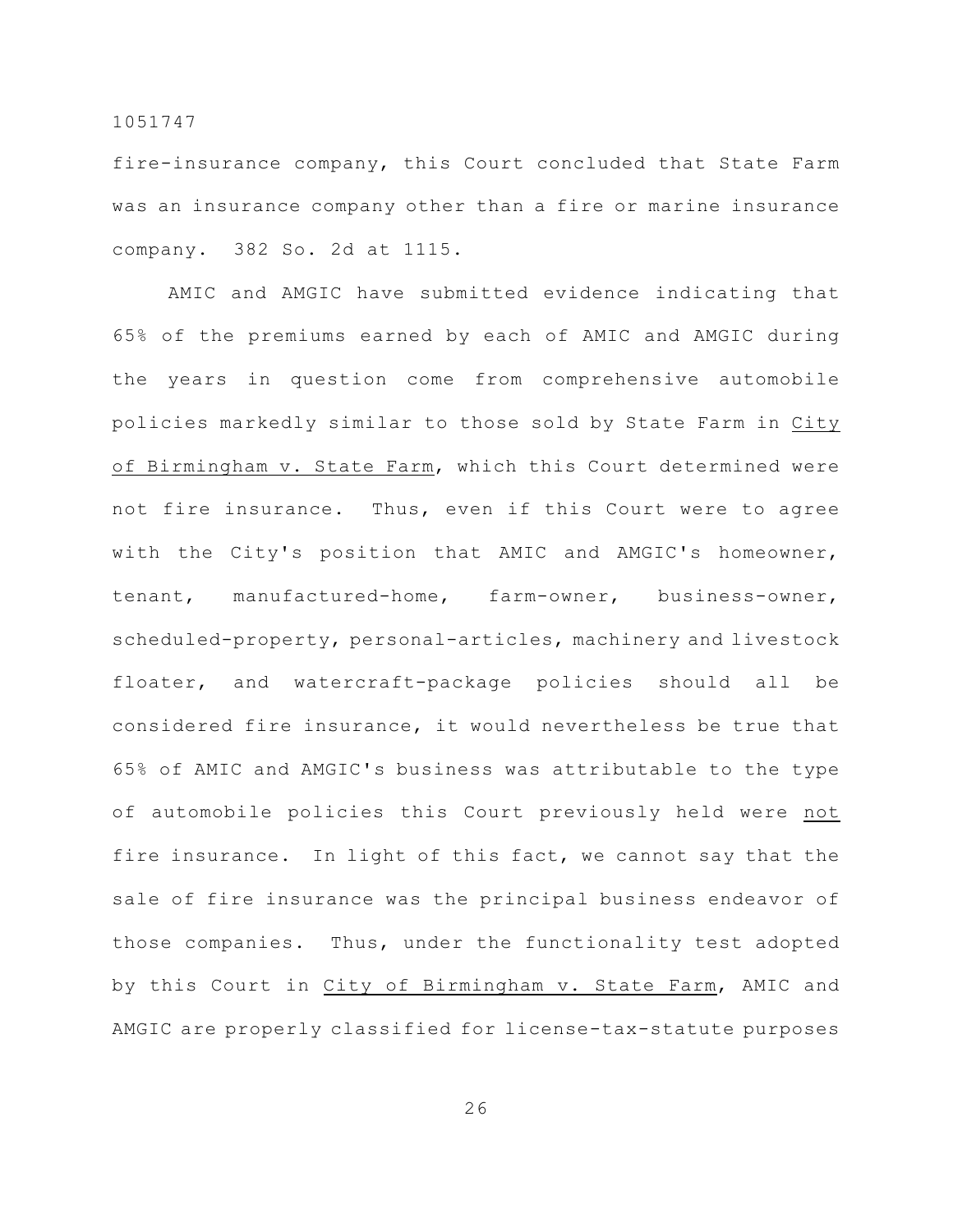fire-insurance company, this Court concluded that State Farm was an insurance company other than a fire or marine insurance company. 382 So. 2d at 1115.

AMIC and AMGIC have submitted evidence indicating that 65% of the premiums earned by each of AMIC and AMGIC during the years in question come from comprehensive automobile policies markedly similar to those sold by State Farm in <u>City of Birmingham v. State Farm</u>, which this Court determined were not fire insurance. Thus, even if this Court were to agree with the City's position that AMIC and AMGIC's homeowner, tenant, manufactured-home, farm-owner, business-owner, scheduled-property, personal-articles, machinery and livestock floater, and watercraft-package policies should all be considered fire insurance, it would nevertheless be true that 65% of AMIC and AMGIC's business was attributable to the type of automobile policies this Court previously held were <u>not</u> fire insurance. In light of this fact, we cannot say that the sale of fire insurance was the principal business endeavor of those companies. Thus, under the functionality test adopted by this Court in <u>City of Birmingham v. State Farm</u>, AMIC and AMGIC are properly classified for license-tax-statute purposes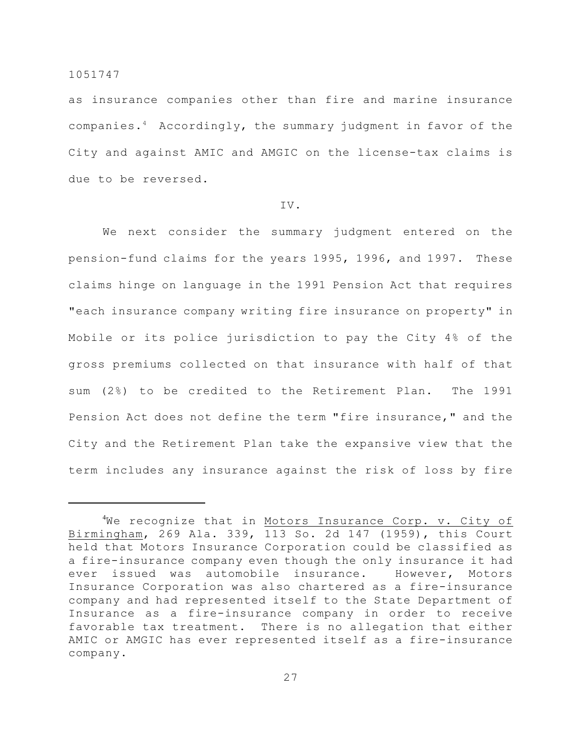as insurance companies other than fire and marine insurance companies.[4] Accordingly, the summary judgment in favor of the City and against AMIC and AMGIC on the license-tax claims is due to be reversed.

IV.

We next consider the summary judgment entered on the pension-fund claims for the years 1995, 1996, and 1997. These claims hinge on language in the 1991 Pension Act that requires "each insurance company writing fire insurance on property" in Mobile or its police jurisdiction to pay the City 4% of the gross premiums collected on that insurance with half of that sum (2%) to be credited to the Retirement Plan. The 1991 Pension Act does not define the term "fire insurance," and the City and the Retirement Plan take the expansive view that the term includes any insurance against the risk of loss by fire

---

[4]We recognize that in Motors Insurance Corp. v. City of Birmingham, 269 Ala. 339, 113 So. 2d 147 (1959), this Court held that Motors Insurance Corporation could be classified as a fire-insurance company even though the only insurance it had ever issued was automobile insurance. However, Motors Insurance Corporation was also chartered as a fire-insurance company and had represented itself to the State Department of Insurance as a fire-insurance company in order to receive favorable tax treatment. There is no allegation that either AMIC or AMGIC has ever represented itself as a fire-insurance company.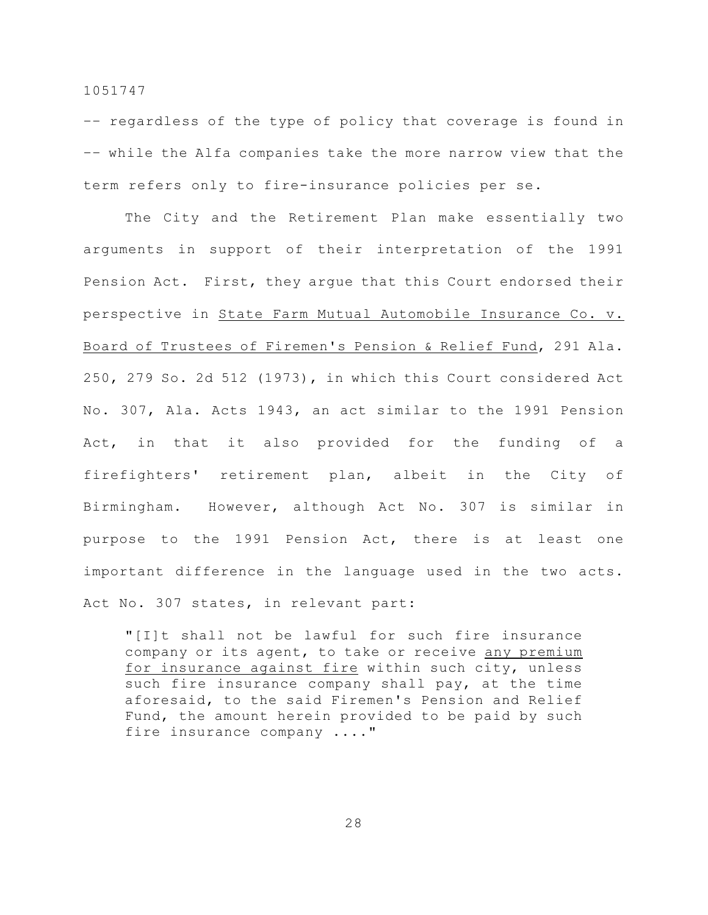-- regardless of the type of policy that coverage is found in -- while the Alfa companies take the more narrow view that the term refers only to fire-insurance policies per se.

The City and the Retirement Plan make essentially two arguments in support of their interpretation of the 1991 Pension Act. First, they argue that this Court endorsed their perspective in State Farm Mutual Automobile Insurance Co. v. Board of Trustees of Firemen's Pension & Relief Fund, 291 Ala. 250, 279 So. 2d 512 (1973), in which this Court considered Act No. 307, Ala. Acts 1943, an act similar to the 1991 Pension Act, in that it also provided for the funding of a firefighters' retirement plan, albeit in the City of Birmingham. However, although Act No. 307 is similar in purpose to the 1991 Pension Act, there is at least one important difference in the language used in the two acts. Act No. 307 states, in relevant part:

> "[I]t shall not be lawful for such fire insurance company or its agent, to take or receive any premium for insurance against fire within such city, unless such fire insurance company shall pay, at the time aforesaid, to the said Firemen's Pension and Relief Fund, the amount herein provided to be paid by such fire insurance company ...."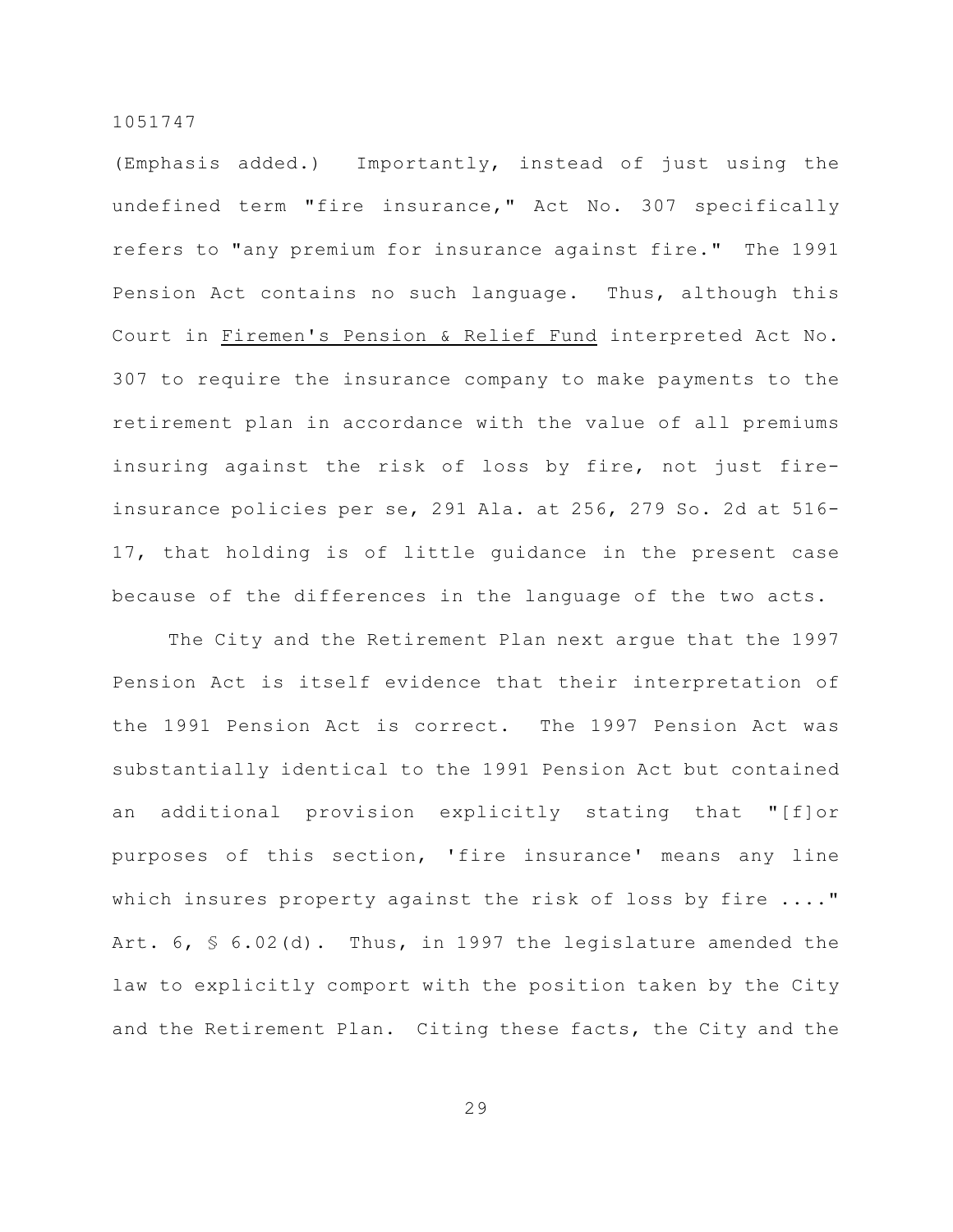(Emphasis added.) Importantly, instead of just using the undefined term "fire insurance," Act No. 307 specifically refers to "any premium for insurance against fire." The 1991 Pension Act contains no such language. Thus, although this Court in Firemen's Pension & Relief Fund interpreted Act No. 307 to require the insurance company to make payments to the retirement plan in accordance with the value of all premiums insuring against the risk of loss by fire, not just fire-insurance policies per se, 291 Ala. at 256, 279 So. 2d at 516-17, that holding is of little guidance in the present case because of the differences in the language of the two acts.

The City and the Retirement Plan next argue that the 1997 Pension Act is itself evidence that their interpretation of the 1991 Pension Act is correct. The 1997 Pension Act was substantially identical to the 1991 Pension Act but contained an additional provision explicitly stating that "[f]or purposes of this section, 'fire insurance' means any line which insures property against the risk of loss by fire ...." Art. 6, § 6.02(d). Thus, in 1997 the legislature amended the law to explicitly comport with the position taken by the City and the Retirement Plan. Citing these facts, the City and the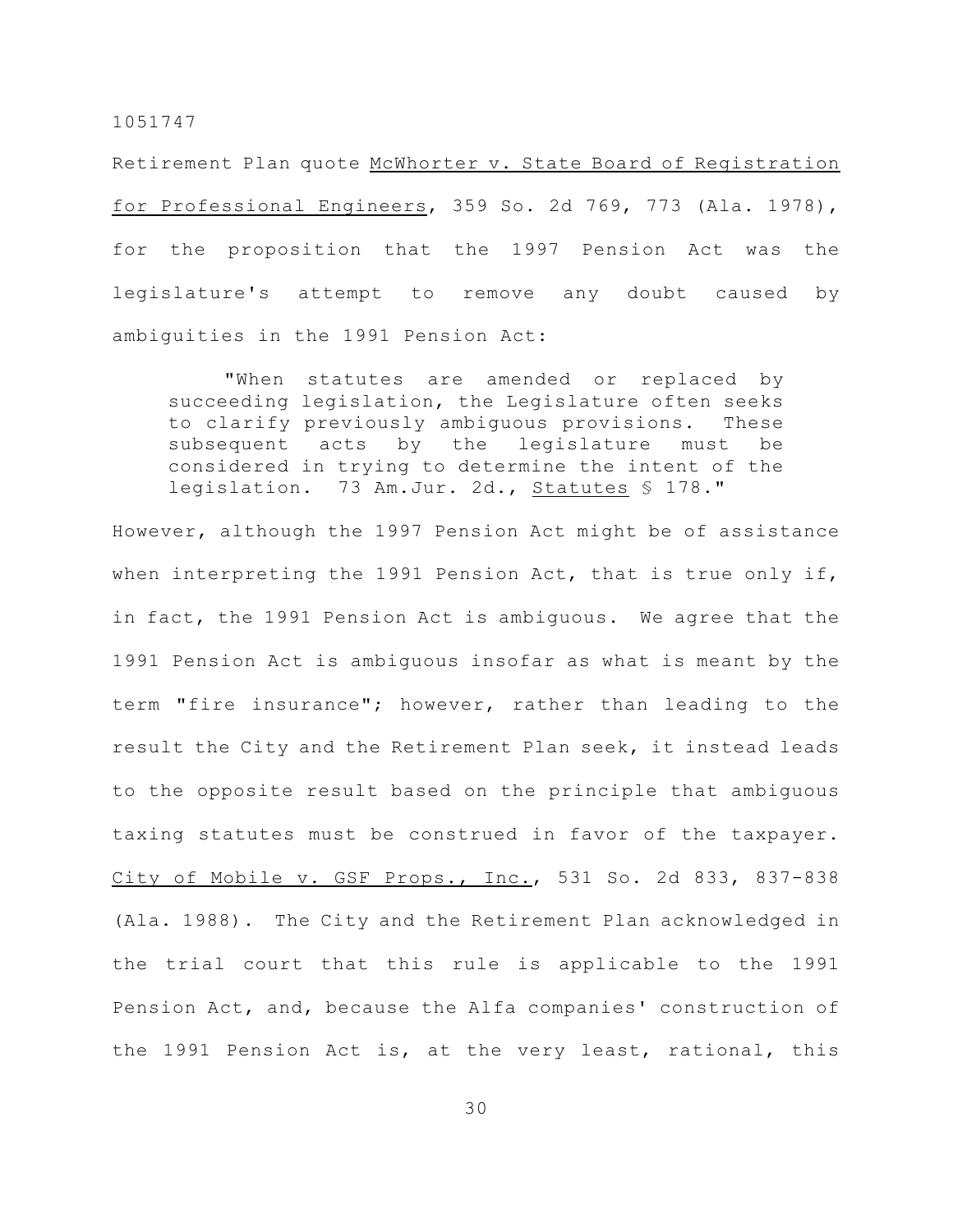Retirement Plan quote McWhorter v. State Board of Registration for Professional Engineers, 359 So. 2d 769, 773 (Ala. 1978), for the proposition that the 1997 Pension Act was the legislature's attempt to remove any doubt caused by ambiguities in the 1991 Pension Act:

> "When statutes are amended or replaced by succeeding legislation, the Legislature often seeks to clarify previously ambiguous provisions. These subsequent acts by the legislature must be considered in trying to determine the intent of the legislation. 73 Am.Jur. 2d., Statutes § 178."

However, although the 1997 Pension Act might be of assistance when interpreting the 1991 Pension Act, that is true only if, in fact, the 1991 Pension Act is ambiguous. We agree that the 1991 Pension Act is ambiguous insofar as what is meant by the term "fire insurance"; however, rather than leading to the result the City and the Retirement Plan seek, it instead leads to the opposite result based on the principle that ambiguous taxing statutes must be construed in favor of the taxpayer. City of Mobile v. GSF Props., Inc., 531 So. 2d 833, 837-838 (Ala. 1988). The City and the Retirement Plan acknowledged in the trial court that this rule is applicable to the 1991 Pension Act, and, because the Alfa companies' construction of the 1991 Pension Act is, at the very least, rational, this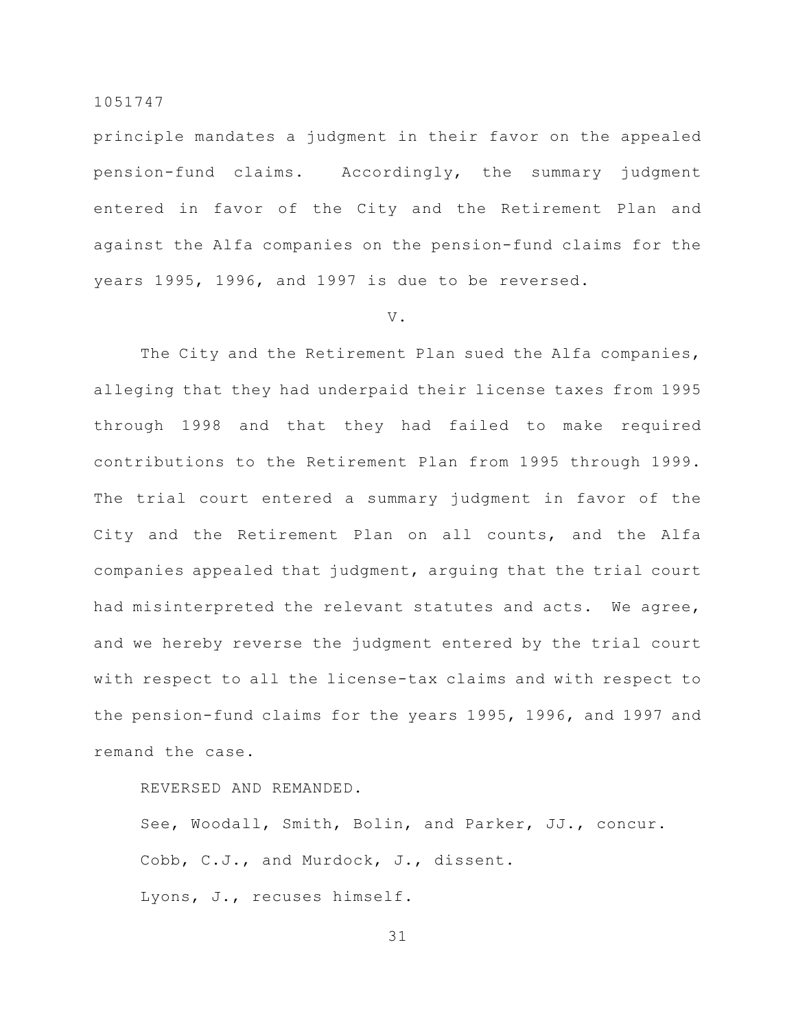principle mandates a judgment in their favor on the appealed pension-fund claims. Accordingly, the summary judgment entered in favor of the City and the Retirement Plan and against the Alfa companies on the pension-fund claims for the years 1995, 1996, and 1997 is due to be reversed.

V.

The City and the Retirement Plan sued the Alfa companies, alleging that they had underpaid their license taxes from 1995 through 1998 and that they had failed to make required contributions to the Retirement Plan from 1995 through 1999. The trial court entered a summary judgment in favor of the City and the Retirement Plan on all counts, and the Alfa companies appealed that judgment, arguing that the trial court had misinterpreted the relevant statutes and acts. We agree, and we hereby reverse the judgment entered by the trial court with respect to all the license-tax claims and with respect to the pension-fund claims for the years 1995, 1996, and 1997 and remand the case.

REVERSED AND REMANDED.

See, Woodall, Smith, Bolin, and Parker, JJ., concur.

Cobb, C.J., and Murdock, J., dissent.

Lyons, J., recuses himself.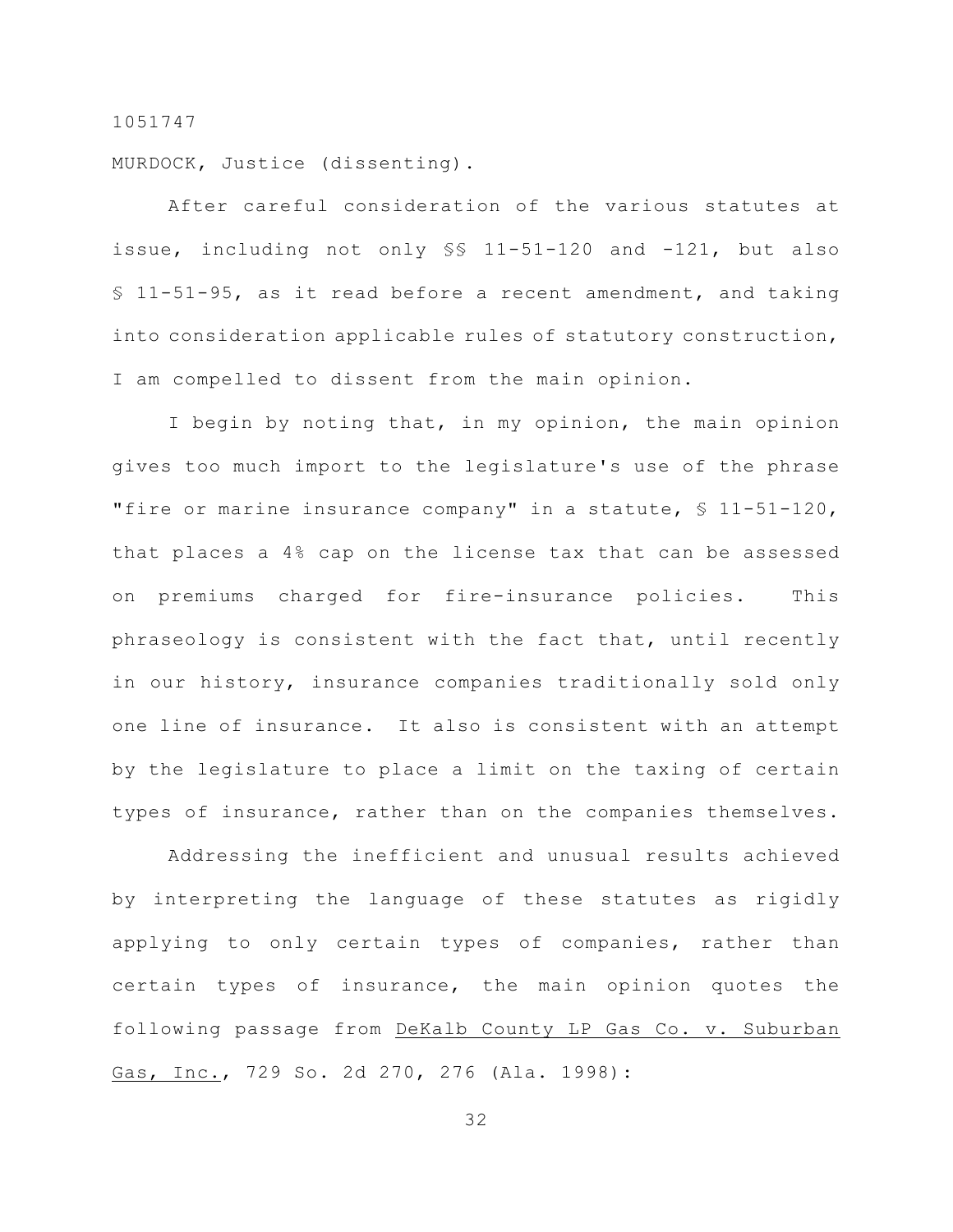1051747

MURDOCK, Justice (dissenting).

After careful consideration of the various statutes at issue, including not only §§ 11-51-120 and -121, but also § 11-51-95, as it read before a recent amendment, and taking into consideration applicable rules of statutory construction, I am compelled to dissent from the main opinion.

I begin by noting that, in my opinion, the main opinion gives too much import to the legislature's use of the phrase "fire or marine insurance company" in a statute, § 11-51-120, that places a 4% cap on the license tax that can be assessed on premiums charged for fire-insurance policies. This phraseology is consistent with the fact that, until recently in our history, insurance companies traditionally sold only one line of insurance. It also is consistent with an attempt by the legislature to place a limit on the taxing of certain types of insurance, rather than on the companies themselves.

Addressing the inefficient and unusual results achieved by interpreting the language of these statutes as rigidly applying to only certain types of companies, rather than certain types of insurance, the main opinion quotes the following passage from DeKalb County LP Gas Co. v. Suburban Gas, Inc., 729 So. 2d 270, 276 (Ala. 1998):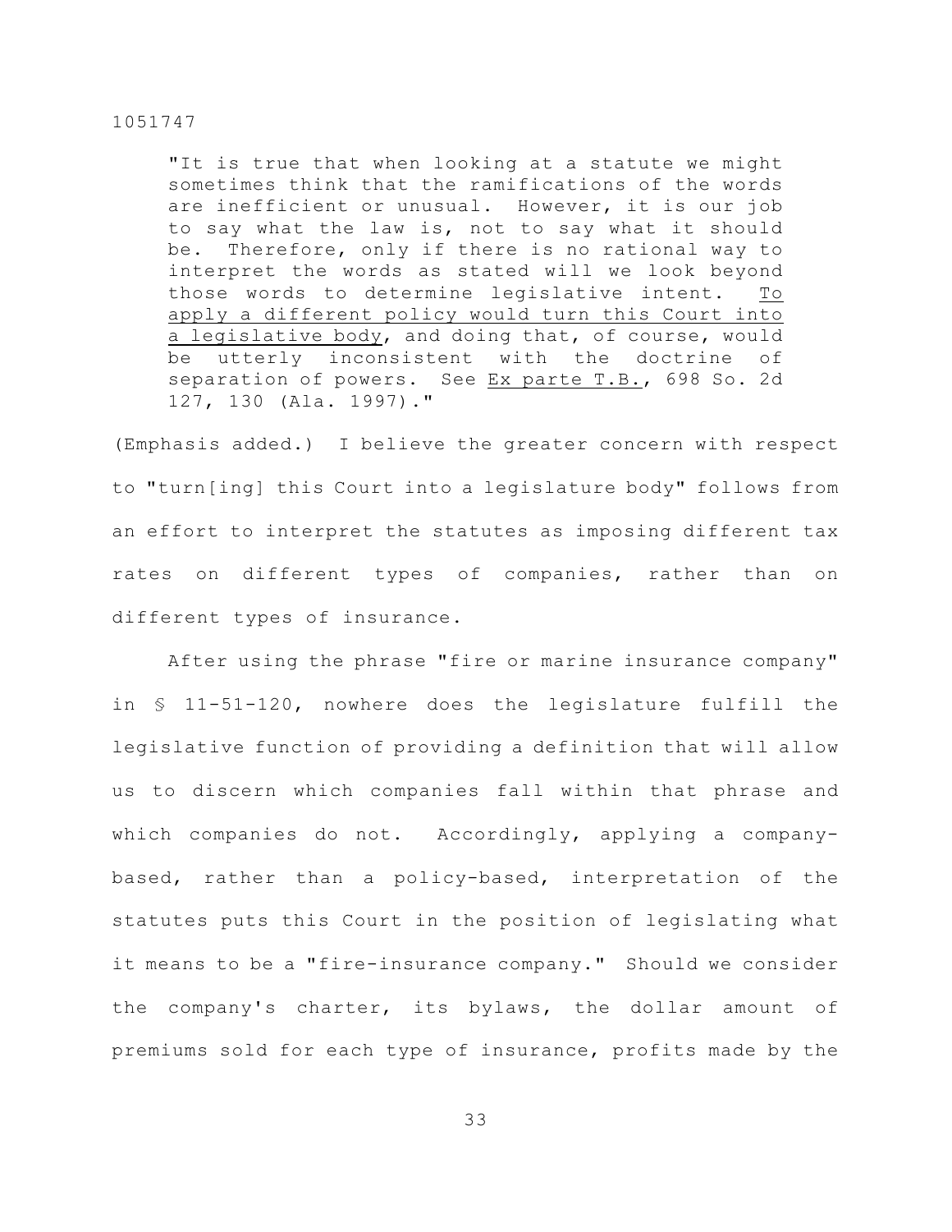> "It is true that when looking at a statute we might sometimes think that the ramifications of the words are inefficient or unusual. However, it is our job to say what the law is, not to say what it should be. Therefore, only if there is no rational way to interpret the words as stated will we look beyond those words to determine legislative intent. To apply a different policy would turn this Court into a legislative body, and doing that, of course, would be utterly inconsistent with the doctrine of separation of powers. See Ex parte T.B., 698 So. 2d 127, 130 (Ala. 1997)."

(Emphasis added.) I believe the greater concern with respect to "turn[ing] this Court into a legislature body" follows from an effort to interpret the statutes as imposing different tax rates on different types of companies, rather than on different types of insurance.

After using the phrase "fire or marine insurance company" in § 11-51-120, nowhere does the legislature fulfill the legislative function of providing a definition that will allow us to discern which companies fall within that phrase and which companies do not. Accordingly, applying a company-based, rather than a policy-based, interpretation of the statutes puts this Court in the position of legislating what it means to be a "fire-insurance company." Should we consider the company's charter, its bylaws, the dollar amount of premiums sold for each type of insurance, profits made by the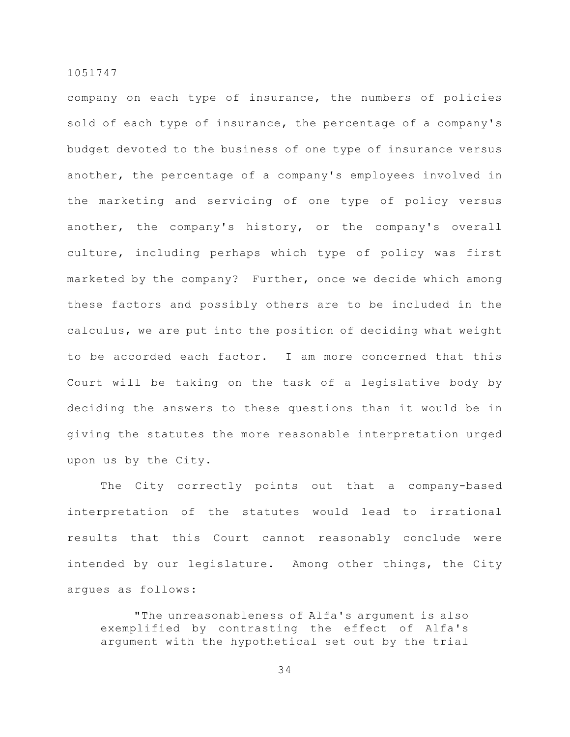company on each type of insurance, the numbers of policies sold of each type of insurance, the percentage of a company's budget devoted to the business of one type of insurance versus another, the percentage of a company's employees involved in the marketing and servicing of one type of policy versus another, the company's history, or the company's overall culture, including perhaps which type of policy was first marketed by the company? Further, once we decide which among these factors and possibly others are to be included in the calculus, we are put into the position of deciding what weight to be accorded each factor. I am more concerned that this Court will be taking on the task of a legislative body by deciding the answers to these questions than it would be in giving the statutes the more reasonable interpretation urged upon us by the City.

The City correctly points out that a company-based interpretation of the statutes would lead to irrational results that this Court cannot reasonably conclude were intended by our legislature. Among other things, the City argues as follows:

> "The unreasonableness of Alfa's argument is also exemplified by contrasting the effect of Alfa's argument with the hypothetical set out by the trial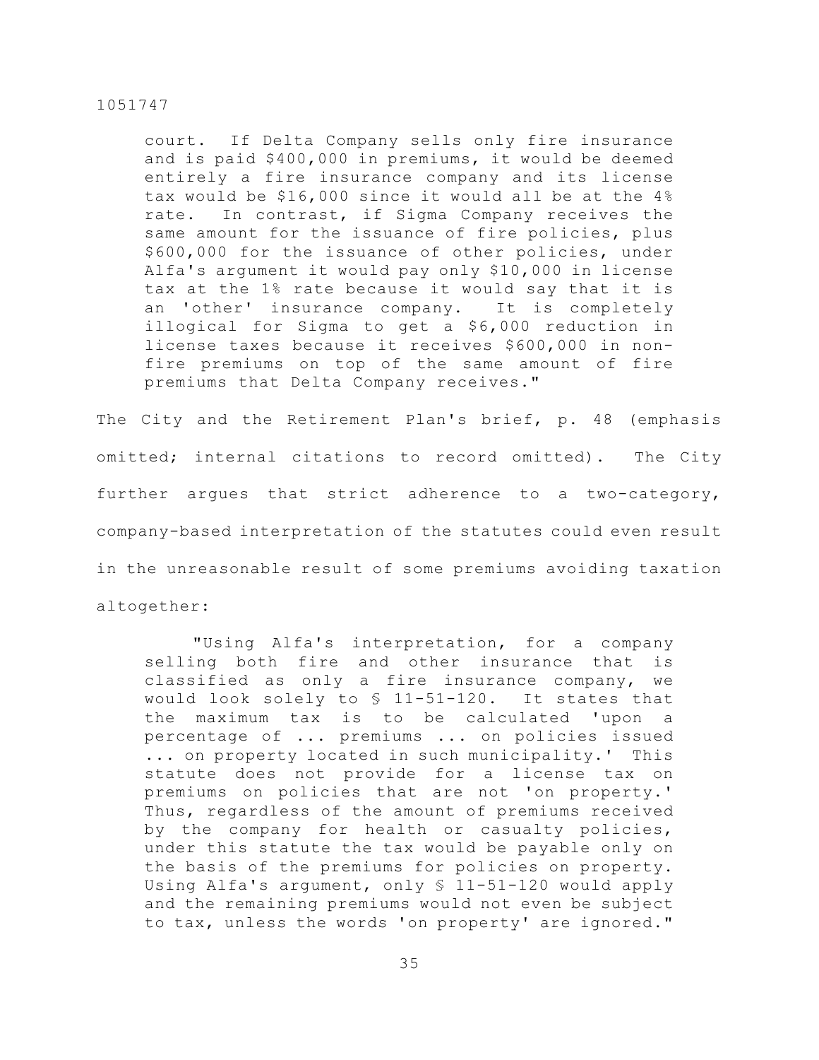> court. If Delta Company sells only fire insurance and is paid $400,000 in premiums, it would be deemed entirely a fire insurance company and its license tax would be $16,000 since it would all be at the 4% rate. In contrast, if Sigma Company receives the same amount for the issuance of fire policies, plus $600,000 for the issuance of other policies, under Alfa's argument it would pay only $10,000 in license tax at the 1% rate because it would say that it is an 'other' insurance company. It is completely illogical for Sigma to get a $6,000 reduction in license taxes because it receives $600,000 in non-fire premiums on top of the same amount of fire premiums that Delta Company receives."

The City and the Retirement Plan's brief, p. 48 (emphasis omitted; internal citations to record omitted). The City further argues that strict adherence to a two-category, company-based interpretation of the statutes could even result in the unreasonable result of some premiums avoiding taxation altogether:

> "Using Alfa's interpretation, for a company selling both fire and other insurance that is classified as only a fire insurance company, we would look solely to § 11-51-120. It states that the maximum tax is to be calculated 'upon a percentage of ... premiums ... on policies issued ... on property located in such municipality.' This statute does not provide for a license tax on premiums on policies that are not 'on property.' Thus, regardless of the amount of premiums received by the company for health or casualty policies, under this statute the tax would be payable only on the basis of the premiums for policies on property. Using Alfa's argument, only § 11-51-120 would apply and the remaining premiums would not even be subject to tax, unless the words 'on property' are ignored."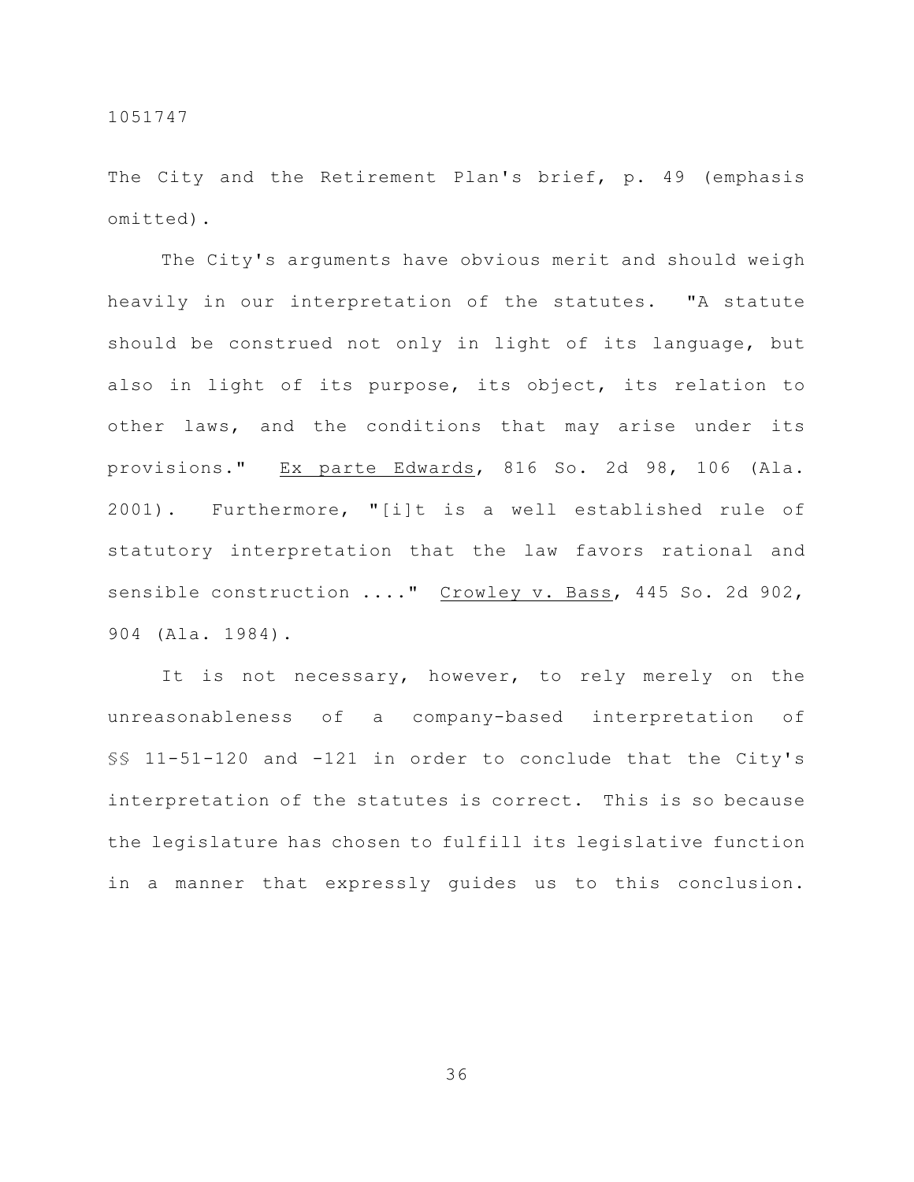The City and the Retirement Plan's brief, p. 49 (emphasis omitted).

The City's arguments have obvious merit and should weigh heavily in our interpretation of the statutes. "A statute should be construed not only in light of its language, but also in light of its purpose, its object, its relation to other laws, and the conditions that may arise under its provisions." Ex parte Edwards, 816 So. 2d 98, 106 (Ala. 2001). Furthermore, "[i]t is a well established rule of statutory interpretation that the law favors rational and sensible construction ...." Crowley v. Bass, 445 So. 2d 902, 904 (Ala. 1984).

It is not necessary, however, to rely merely on the unreasonableness of a company-based interpretation of §§ 11-51-120 and -121 in order to conclude that the City's interpretation of the statutes is correct. This is so because the legislature has chosen to fulfill its legislative function in a manner that expressly guides us to this conclusion.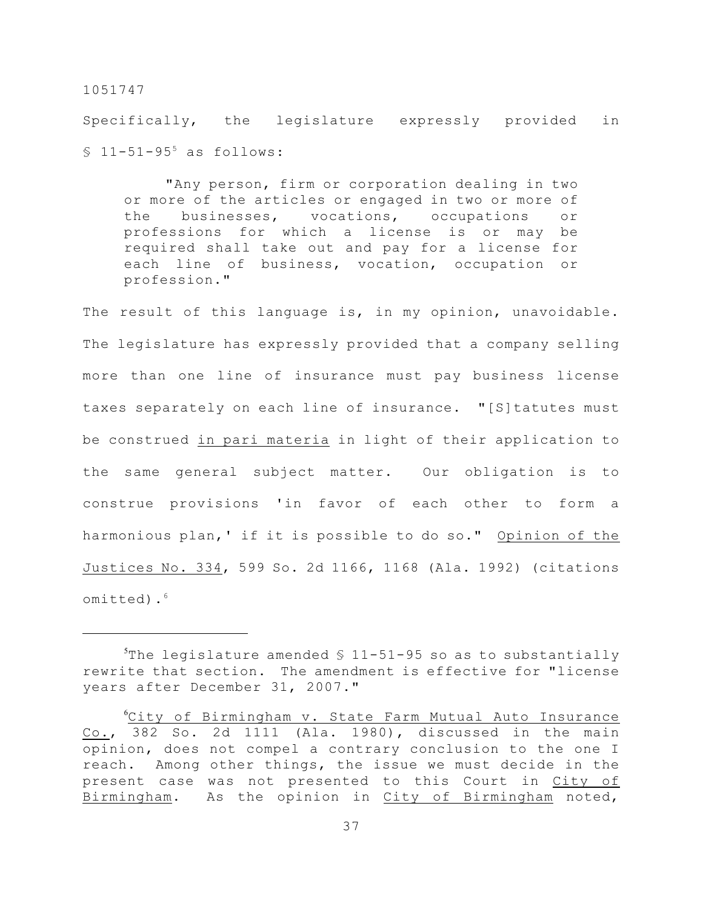Specifically, the legislature expressly provided in § 11-51-95[5] as follows:

> "Any person, firm or corporation dealing in two or more of the articles or engaged in two or more of the businesses, vocations, occupations or professions for which a license is or may be required shall take out and pay for a license for each line of business, vocation, occupation or profession."

The result of this language is, in my opinion, unavoidable. The legislature has expressly provided that a company selling more than one line of insurance must pay business license taxes separately on each line of insurance. "[S]tatutes must be construed in pari materia in light of their application to the same general subject matter. Our obligation is to construe provisions 'in favor of each other to form a harmonious plan,' if it is possible to do so." Opinion of the Justices No. 334, 599 So. 2d 1166, 1168 (Ala. 1992) (citations omitted).[6]

---

[5]The legislature amended § 11-51-95 so as to substantially rewrite that section. The amendment is effective for "license years after December 31, 2007."

[6]City of Birmingham v. State Farm Mutual Auto Insurance Co., 382 So. 2d 1111 (Ala. 1980), discussed in the main opinion, does not compel a contrary conclusion to the one I reach. Among other things, the issue we must decide in the present case was not presented to this Court in City of Birmingham. As the opinion in City of Birmingham noted,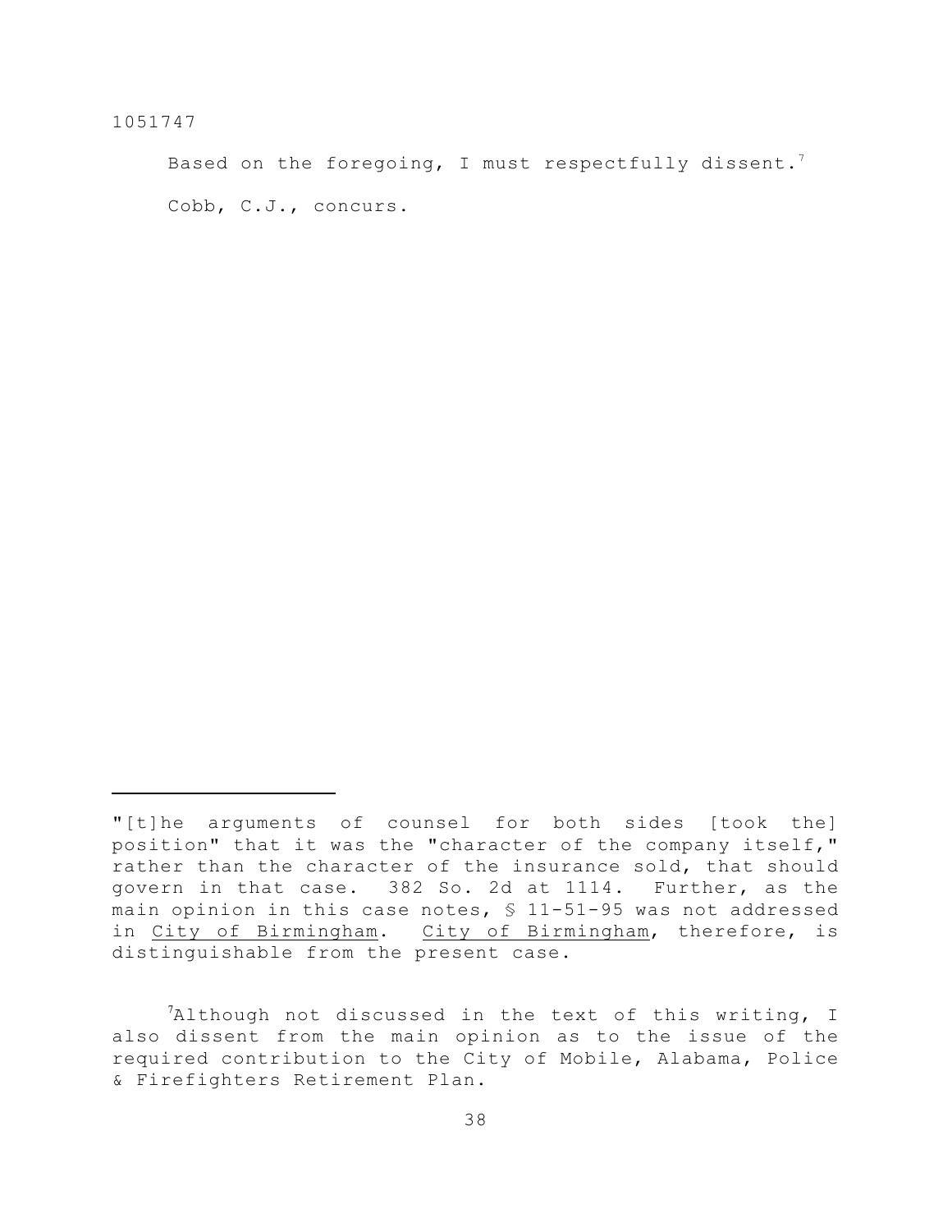Based on the foregoing, I must respectfully dissent.[7]

Cobb, C.J., concurs.

---

"[t]he arguments of counsel for both sides [took the] position" that it was the "character of the company itself," rather than the character of the insurance sold, that should govern in that case. 382 So. 2d at 1114. Further, as the main opinion in this case notes, § 11-51-95 was not addressed in City of Birmingham. City of Birmingham, therefore, is distinguishable from the present case.

[7]Although not discussed in the text of this writing, I also dissent from the main opinion as to the issue of the required contribution to the City of Mobile, Alabama, Police & Firefighters Retirement Plan.